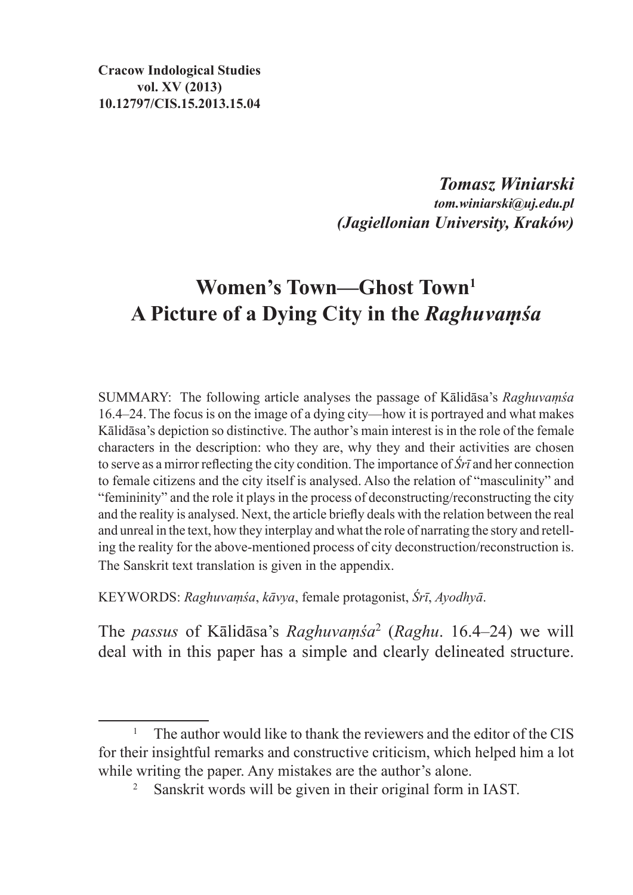**Cracow Indological Studies**
**vol. XV (2013)**
**10.12797/CIS.15.2013.15.04**

***Tomasz Winiarski***
***tom.winiarski@uj.edu.pl***
***(Jagiellonian University, Kraków)***

# Women's Town—Ghost Town[1] A Picture of a Dying City in the *Raghuvaṃśa*

SUMMARY: The following article analyses the passage of Kālidāsa's *Raghuvaṃśa* 16.4–24. The focus is on the image of a dying city—how it is portrayed and what makes Kālidāsa's depiction so distinctive. The author's main interest is in the role of the female characters in the description: who they are, why they and their activities are chosen to serve as a mirror reflecting the city condition. The importance of *Śrī* and her connection to female citizens and the city itself is analysed. Also the relation of "masculinity" and "femininity" and the role it plays in the process of deconstructing/reconstructing the city and the reality is analysed. Next, the article briefly deals with the relation between the real and unreal in the text, how they interplay and what the role of narrating the story and retelling the reality for the above-mentioned process of city deconstruction/reconstruction is. The Sanskrit text translation is given in the appendix.

KEYWORDS: *Raghuvaṃśa*, *kāvya*, female protagonist, *Śrī*, *Ayodhyā*.

The *passus* of Kālidāsa's *Raghuvaṃśa*[2] (*Raghu*. 16.4–24) we will deal with in this paper has a simple and clearly delineated structure.

---

[1] The author would like to thank the reviewers and the editor of the CIS for their insightful remarks and constructive criticism, which helped him a lot while writing the paper. Any mistakes are the author's alone.

[2] Sanskrit words will be given in their original form in IAST.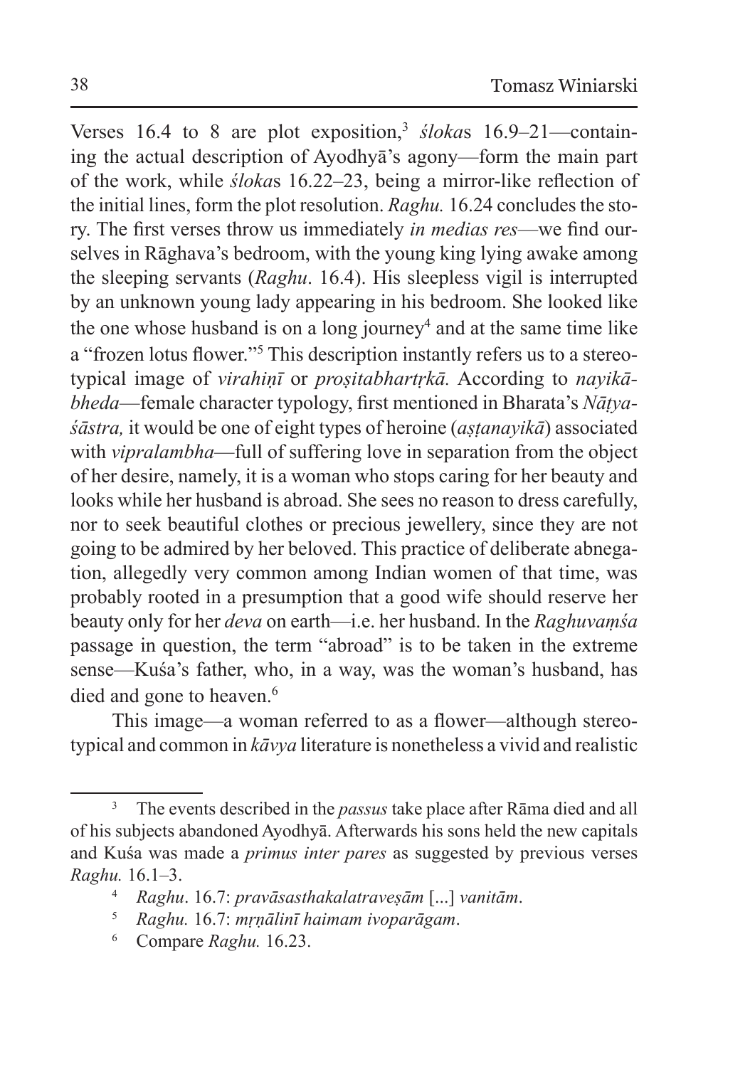Verses 16.4 to 8 are plot exposition,[3] *śloka*s 16.9–21—containing the actual description of Ayodhyā's agony—form the main part of the work, while *śloka*s 16.22–23, being a mirror-like reflection of the initial lines, form the plot resolution. *Raghu.* 16.24 concludes the story. The first verses throw us immediately *in medias res*—we find ourselves in Rāghava's bedroom, with the young king lying awake among the sleeping servants (*Raghu*. 16.4). His sleepless vigil is interrupted by an unknown young lady appearing in his bedroom. She looked like the one whose husband is on a long journey[4] and at the same time like a "frozen lotus flower."[5] This description instantly refers us to a stereotypical image of *virahiṇī* or *proṣitabhartṛkā.* According to *nayikābheda*—female character typology, first mentioned in Bharata's *Nāṭyaśāstra,* it would be one of eight types of heroine (*aṣṭanayikā*) associated with *vipralambha*—full of suffering love in separation from the object of her desire, namely, it is a woman who stops caring for her beauty and looks while her husband is abroad. She sees no reason to dress carefully, nor to seek beautiful clothes or precious jewellery, since they are not going to be admired by her beloved. This practice of deliberate abnegation, allegedly very common among Indian women of that time, was probably rooted in a presumption that a good wife should reserve her beauty only for her *deva* on earth—i.e. her husband. In the *Raghuvaṃśa* passage in question, the term "abroad" is to be taken in the extreme sense—Kuśa's father, who, in a way, was the woman's husband, has died and gone to heaven.[6]

This image—a woman referred to as a flower—although stereotypical and common in *kāvya* literature is nonetheless a vivid and realistic

---

[3] The events described in the *passus* take place after Rāma died and all of his subjects abandoned Ayodhyā. Afterwards his sons held the new capitals and Kuśa was made a *primus inter pares* as suggested by previous verses *Raghu.* 16.1–3.

[4] *Raghu*. 16.7: *pravāsasthakalatraveṣām* [...] *vanitām*.

[5] *Raghu.* 16.7: *mṛṇālinī haimam ivoparāgam*.

[6] Compare *Raghu.* 16.23.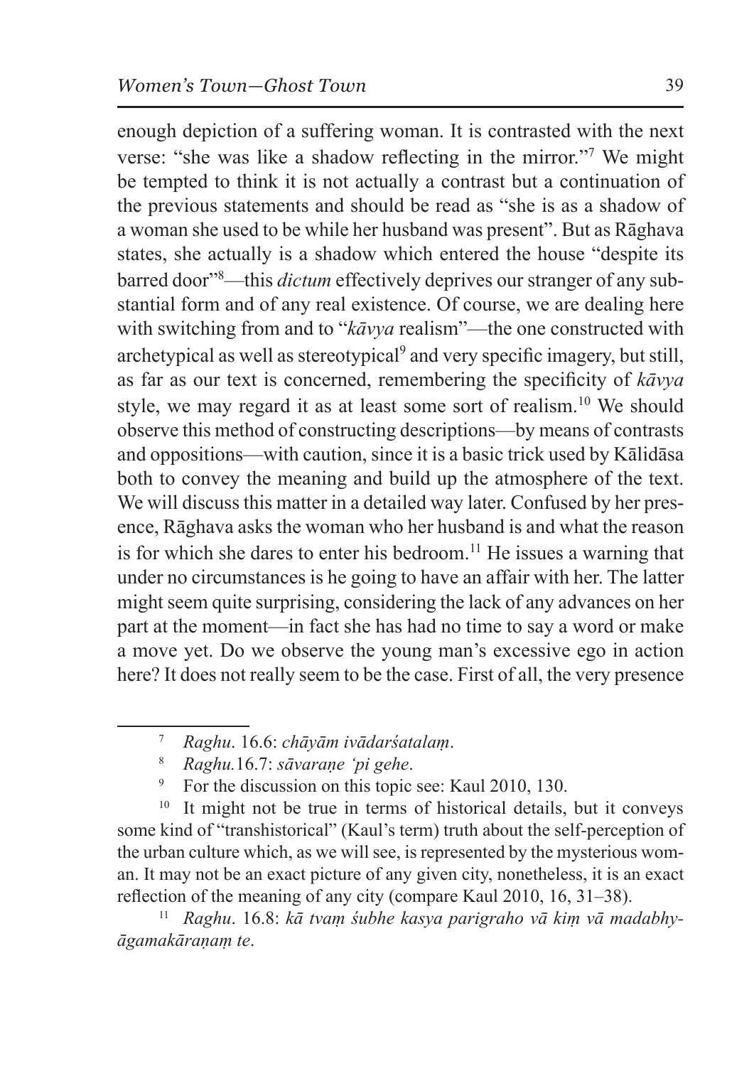enough depiction of a suffering woman. It is contrasted with the next verse: "she was like a shadow reflecting in the mirror."[7] We might be tempted to think it is not actually a contrast but a continuation of the previous statements and should be read as "she is as a shadow of a woman she used to be while her husband was present". But as Rāghava states, she actually is a shadow which entered the house "despite its barred door"[8]—this *dictum* effectively deprives our stranger of any substantial form and of any real existence. Of course, we are dealing here with switching from and to "*kāvya* realism"—the one constructed with archetypical as well as stereotypical[9] and very specific imagery, but still, as far as our text is concerned, remembering the specificity of *kāvya* style, we may regard it as at least some sort of realism.[10] We should observe this method of constructing descriptions—by means of contrasts and oppositions—with caution, since it is a basic trick used by Kālidāsa both to convey the meaning and build up the atmosphere of the text. We will discuss this matter in a detailed way later. Confused by her presence, Rāghava asks the woman who her husband is and what the reason is for which she dares to enter his bedroom.[11] He issues a warning that under no circumstances is he going to have an affair with her. The latter might seem quite surprising, considering the lack of any advances on her part at the moment—in fact she has had no time to say a word or make a move yet. Do we observe the young man's excessive ego in action here? It does not really seem to be the case. First of all, the very presence

---

[7] *Raghu*. 16.6: *chāyām ivādarśatalaṃ*.

[8] *Raghu.*16.7: *sāvaraṇe 'pi gehe*.

[9] For the discussion on this topic see: Kaul 2010, 130.

[10] It might not be true in terms of historical details, but it conveys some kind of "transhistorical" (Kaul's term) truth about the self-perception of the urban culture which, as we will see, is represented by the mysterious woman. It may not be an exact picture of any given city, nonetheless, it is an exact reflection of the meaning of any city (compare Kaul 2010, 16, 31–38).

[11] *Raghu*. 16.8: *kā tvaṃ śubhe kasya parigraho vā kiṃ vā madabhyāgamakāraṇaṃ te*.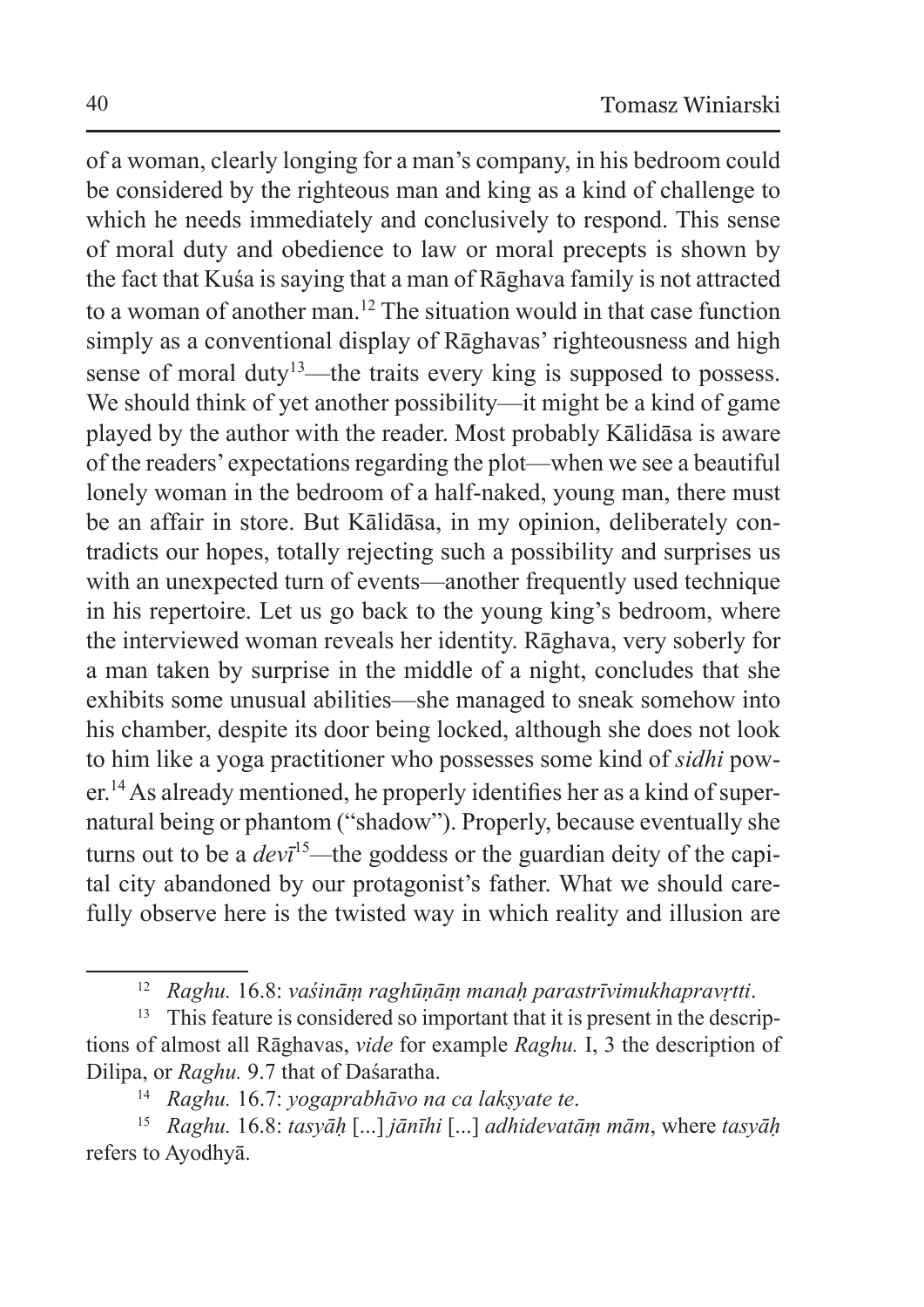of a woman, clearly longing for a man's company, in his bedroom could be considered by the righteous man and king as a kind of challenge to which he needs immediately and conclusively to respond. This sense of moral duty and obedience to law or moral precepts is shown by the fact that Kuśa is saying that a man of Rāghava family is not attracted to a woman of another man.[12] The situation would in that case function simply as a conventional display of Rāghavas' righteousness and high sense of moral duty[13]—the traits every king is supposed to possess. We should think of yet another possibility—it might be a kind of game played by the author with the reader. Most probably Kālidāsa is aware of the readers' expectations regarding the plot—when we see a beautiful lonely woman in the bedroom of a half-naked, young man, there must be an affair in store. But Kālidāsa, in my opinion, deliberately contradicts our hopes, totally rejecting such a possibility and surprises us with an unexpected turn of events—another frequently used technique in his repertoire. Let us go back to the young king's bedroom, where the interviewed woman reveals her identity. Rāghava, very soberly for a man taken by surprise in the middle of a night, concludes that she exhibits some unusual abilities—she managed to sneak somehow into his chamber, despite its door being locked, although she does not look to him like a yoga practitioner who possesses some kind of *sidhi* power.[14] As already mentioned, he properly identifies her as a kind of supernatural being or phantom ("shadow"). Properly, because eventually she turns out to be a *devī*[15]—the goddess or the guardian deity of the capital city abandoned by our protagonist's father. What we should carefully observe here is the twisted way in which reality and illusion are

---

[12] *Raghu.* 16.8: *vaśināṃ raghūṇāṃ manaḥ parastrīvimukhapravṛtti*.

[13] This feature is considered so important that it is present in the descriptions of almost all Rāghavas, *vide* for example *Raghu.* I, 3 the description of Dilipa, or *Raghu.* 9.7 that of Daśaratha.

[14] *Raghu.* 16.7: *yogaprabhāvo na ca lakṣyate te*.

[15] *Raghu.* 16.8: *tasyāḥ* [...] *jānīhi* [...] *adhidevatāṃ mām*, where *tasyāḥ* refers to Ayodhyā.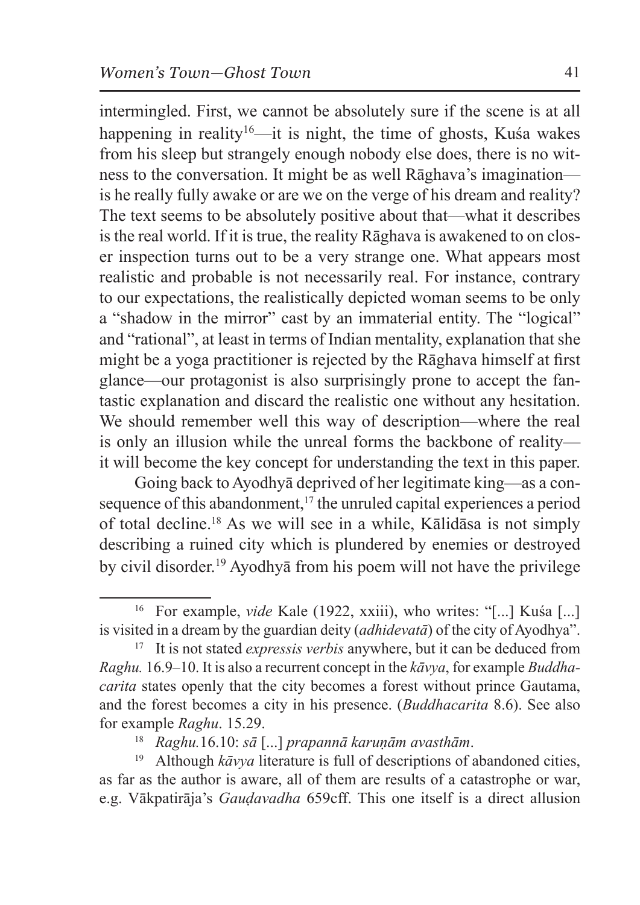intermingled. First, we cannot be absolutely sure if the scene is at all happening in reality[16]—it is night, the time of ghosts, Kuśa wakes from his sleep but strangely enough nobody else does, there is no witness to the conversation. It might be as well Rāghava's imagination—is he really fully awake or are we on the verge of his dream and reality? The text seems to be absolutely positive about that—what it describes is the real world. If it is true, the reality Rāghava is awakened to on closer inspection turns out to be a very strange one. What appears most realistic and probable is not necessarily real. For instance, contrary to our expectations, the realistically depicted woman seems to be only a "shadow in the mirror" cast by an immaterial entity. The "logical" and "rational", at least in terms of Indian mentality, explanation that she might be a yoga practitioner is rejected by the Rāghava himself at first glance—our protagonist is also surprisingly prone to accept the fantastic explanation and discard the realistic one without any hesitation. We should remember well this way of description—where the real is only an illusion while the unreal forms the backbone of reality—it will become the key concept for understanding the text in this paper.

Going back to Ayodhyā deprived of her legitimate king—as a consequence of this abandonment,[17] the unruled capital experiences a period of total decline.[18] As we will see in a while, Kālidāsa is not simply describing a ruined city which is plundered by enemies or destroyed by civil disorder.[19] Ayodhyā from his poem will not have the privilege

---

[16] For example, *vide* Kale (1922, xxiii), who writes: "[...] Kuśa [...] is visited in a dream by the guardian deity (*adhidevatā*) of the city of Ayodhya".

[17] It is not stated *expressis verbis* anywhere, but it can be deduced from *Raghu.* 16.9–10. It is also a recurrent concept in the *kāvya*, for example *Buddhacarita* states openly that the city becomes a forest without prince Gautama, and the forest becomes a city in his presence. (*Buddhacarita* 8.6). See also for example *Raghu*. 15.29.

[18] *Raghu.*16.10: *sā* [...] *prapannā karuṇām avasthām*.

[19] Although *kāvya* literature is full of descriptions of abandoned cities, as far as the author is aware, all of them are results of a catastrophe or war, e.g. Vākpatirāja's *Gauḍavadha* 659cff. This one itself is a direct allusion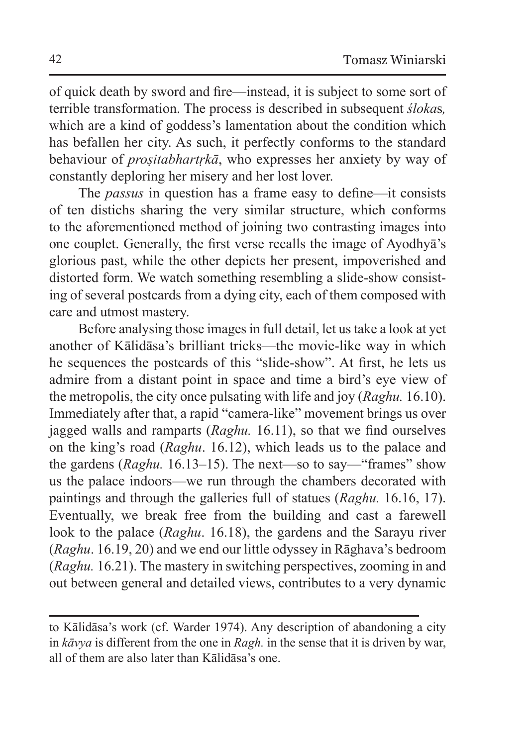of quick death by sword and fire—instead, it is subject to some sort of terrible transformation. The process is described in subsequent *śloka*s*,* which are a kind of goddess's lamentation about the condition which has befallen her city. As such, it perfectly conforms to the standard behaviour of *proṣitabhartṛkā*, who expresses her anxiety by way of constantly deploring her misery and her lost lover.

The *passus* in question has a frame easy to define—it consists of ten distichs sharing the very similar structure, which conforms to the aforementioned method of joining two contrasting images into one couplet. Generally, the first verse recalls the image of Ayodhyā's glorious past, while the other depicts her present, impoverished and distorted form. We watch something resembling a slide-show consisting of several postcards from a dying city, each of them composed with care and utmost mastery.

Before analysing those images in full detail, let us take a look at yet another of Kālidāsa's brilliant tricks—the movie-like way in which he sequences the postcards of this "slide-show". At first, he lets us admire from a distant point in space and time a bird's eye view of the metropolis, the city once pulsating with life and joy (*Raghu.* 16.10). Immediately after that, a rapid "camera-like" movement brings us over jagged walls and ramparts (*Raghu.* 16.11), so that we find ourselves on the king's road (*Raghu*. 16.12), which leads us to the palace and the gardens (*Raghu.* 16.13–15). The next—so to say—"frames" show us the palace indoors—we run through the chambers decorated with paintings and through the galleries full of statues (*Raghu.* 16.16, 17). Eventually, we break free from the building and cast a farewell look to the palace (*Raghu*. 16.18), the gardens and the Sarayu river (*Raghu*. 16.19, 20) and we end our little odyssey in Rāghava's bedroom (*Raghu.* 16.21). The mastery in switching perspectives, zooming in and out between general and detailed views, contributes to a very dynamic

---

to Kālidāsa's work (cf. Warder 1974). Any description of abandoning a city in *kāvya* is different from the one in *Ragh.* in the sense that it is driven by war, all of them are also later than Kālidāsa's one.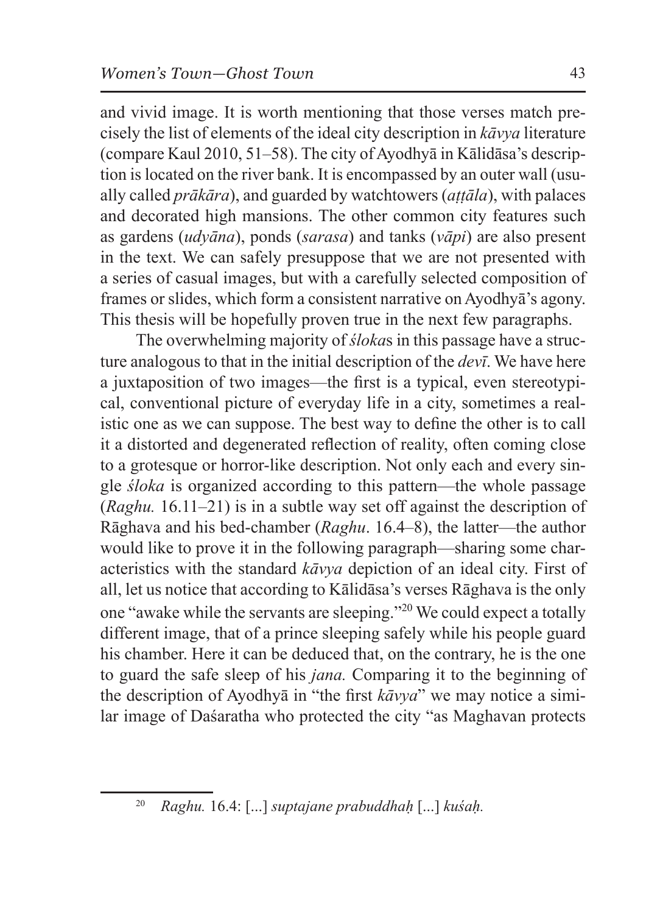and vivid image. It is worth mentioning that those verses match precisely the list of elements of the ideal city description in *kāvya* literature (compare Kaul 2010, 51–58). The city of Ayodhyā in Kālidāsa's description is located on the river bank. It is encompassed by an outer wall (usually called *prākāra*), and guarded by watchtowers (*aṭṭāla*), with palaces and decorated high mansions. The other common city features such as gardens (*udyāna*), ponds (*sarasa*) and tanks (*vāpi*) are also present in the text. We can safely presuppose that we are not presented with a series of casual images, but with a carefully selected composition of frames or slides, which form a consistent narrative on Ayodhyā's agony. This thesis will be hopefully proven true in the next few paragraphs.

The overwhelming majority of *śloka*s in this passage have a structure analogous to that in the initial description of the *devī*. We have here a juxtaposition of two images—the first is a typical, even stereotypical, conventional picture of everyday life in a city, sometimes a realistic one as we can suppose. The best way to define the other is to call it a distorted and degenerated reflection of reality, often coming close to a grotesque or horror-like description. Not only each and every single *śloka* is organized according to this pattern—the whole passage (*Raghu.* 16.11–21) is in a subtle way set off against the description of Rāghava and his bed-chamber (*Raghu*. 16.4–8), the latter—the author would like to prove it in the following paragraph—sharing some characteristics with the standard *kāvya* depiction of an ideal city. First of all, let us notice that according to Kālidāsa's verses Rāghava is the only one "awake while the servants are sleeping."[20] We could expect a totally different image, that of a prince sleeping safely while his people guard his chamber. Here it can be deduced that, on the contrary, he is the one to guard the safe sleep of his *jana.* Comparing it to the beginning of the description of Ayodhyā in "the first *kāvya*" we may notice a similar image of Daśaratha who protected the city "as Maghavan protects

[20] *Raghu.* 16.4: [...] *suptajane prabuddhaḥ* [...] *kuśaḥ.*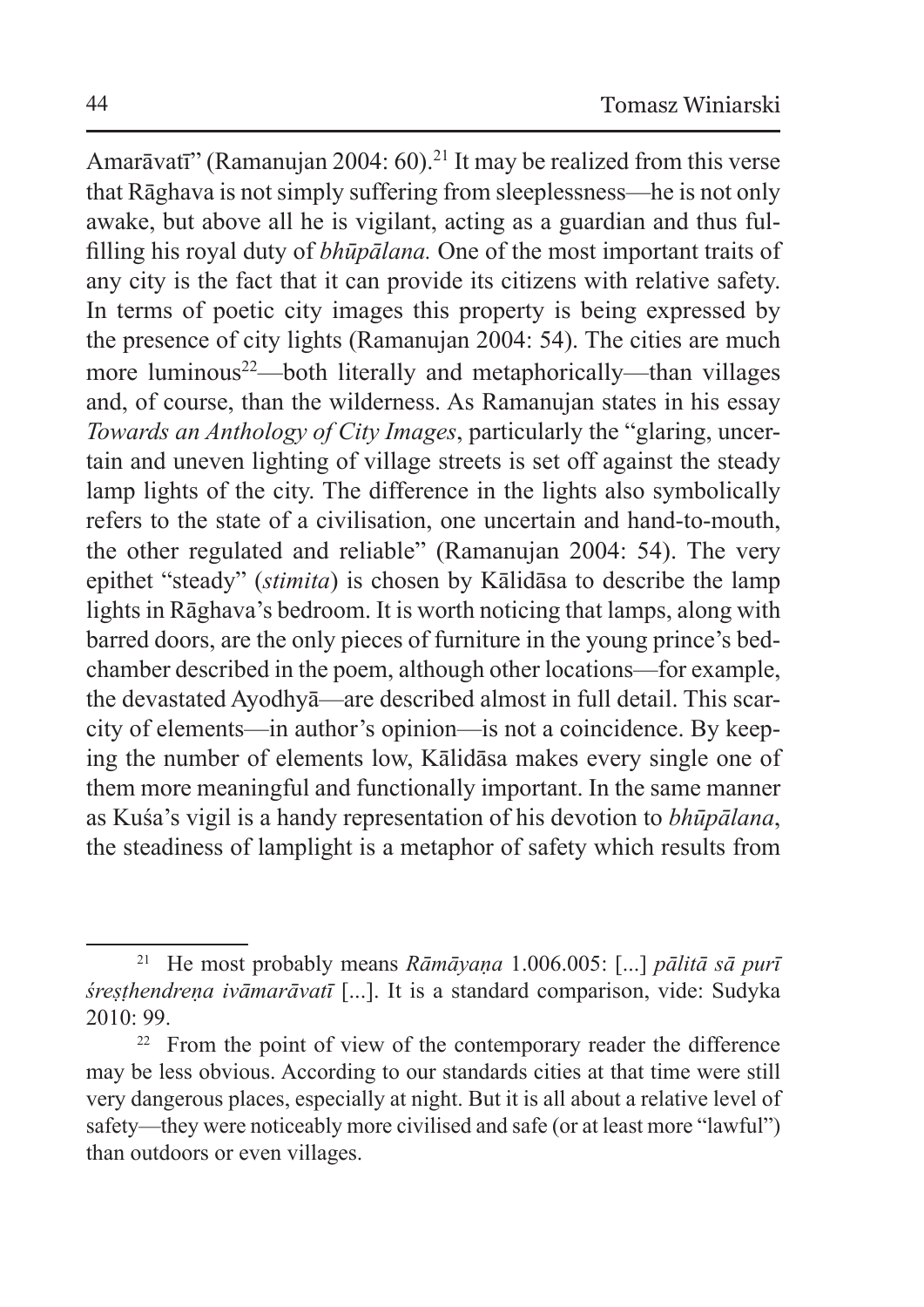Amarāvatī" (Ramanujan 2004: 60).[21] It may be realized from this verse that Rāghava is not simply suffering from sleeplessness—he is not only awake, but above all he is vigilant, acting as a guardian and thus fulfilling his royal duty of *bhūpālana.* One of the most important traits of any city is the fact that it can provide its citizens with relative safety. In terms of poetic city images this property is being expressed by the presence of city lights (Ramanujan 2004: 54). The cities are much more luminous[22]—both literally and metaphorically—than villages and, of course, than the wilderness. As Ramanujan states in his essay *Towards an Anthology of City Images*, particularly the "glaring, uncertain and uneven lighting of village streets is set off against the steady lamp lights of the city. The difference in the lights also symbolically refers to the state of a civilisation, one uncertain and hand-to-mouth, the other regulated and reliable" (Ramanujan 2004: 54). The very epithet "steady" (*stimita*) is chosen by Kālidāsa to describe the lamp lights in Rāghava's bedroom. It is worth noticing that lamps, along with barred doors, are the only pieces of furniture in the young prince's bedchamber described in the poem, although other locations—for example, the devastated Ayodhyā—are described almost in full detail. This scarcity of elements—in author's opinion—is not a coincidence. By keeping the number of elements low, Kālidāsa makes every single one of them more meaningful and functionally important. In the same manner as Kuśa's vigil is a handy representation of his devotion to *bhūpālana*, the steadiness of lamplight is a metaphor of safety which results from

---

[21] He most probably means *Rāmāyaṇa* 1.006.005: [...] *pālitā sā purī śreṣṭhendreṇa ivāmarāvatī* [...]. It is a standard comparison, vide: Sudyka 2010: 99.

[22] From the point of view of the contemporary reader the difference may be less obvious. According to our standards cities at that time were still very dangerous places, especially at night. But it is all about a relative level of safety—they were noticeably more civilised and safe (or at least more "lawful") than outdoors or even villages.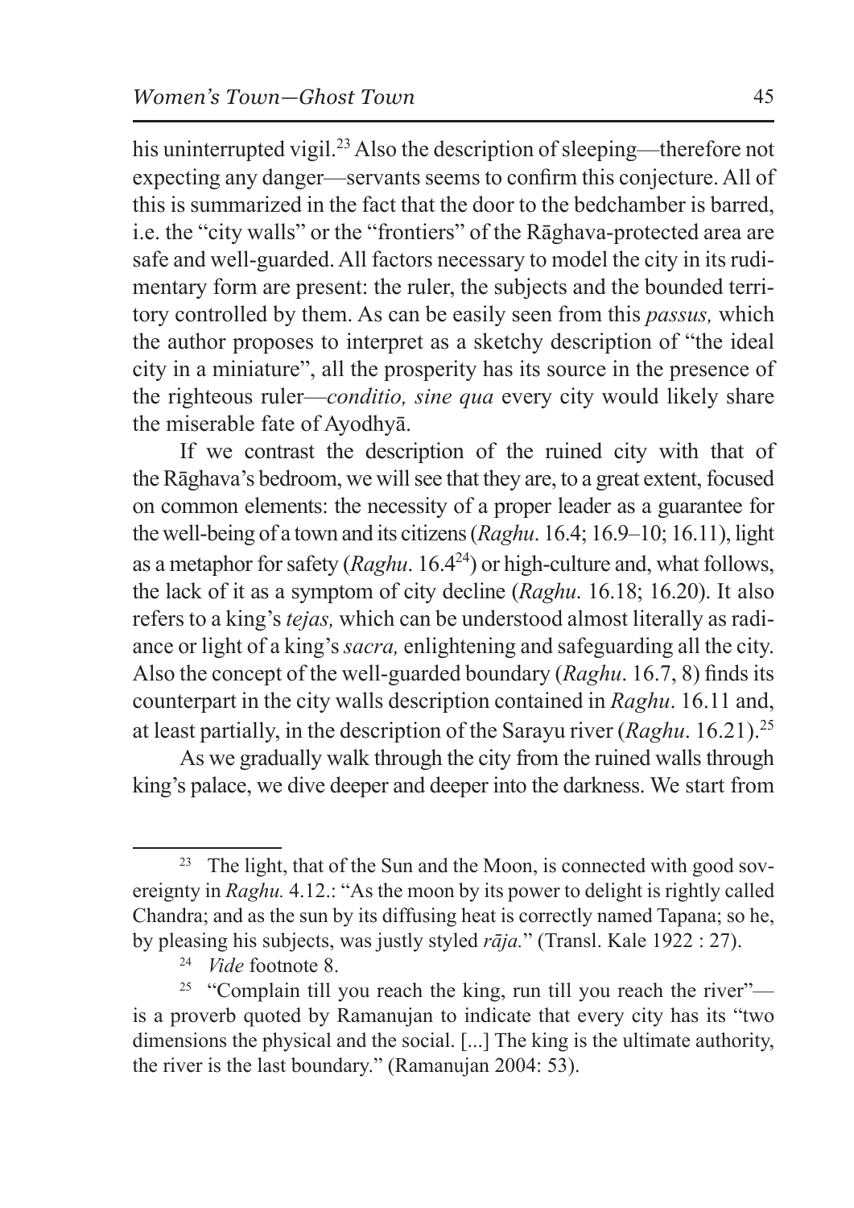his uninterrupted vigil.[23] Also the description of sleeping—therefore not expecting any danger—servants seems to confirm this conjecture. All of this is summarized in the fact that the door to the bedchamber is barred, i.e. the "city walls" or the "frontiers" of the Rāghava-protected area are safe and well-guarded. All factors necessary to model the city in its rudimentary form are present: the ruler, the subjects and the bounded territory controlled by them. As can be easily seen from this *passus,* which the author proposes to interpret as a sketchy description of "the ideal city in a miniature", all the prosperity has its source in the presence of the righteous ruler—*conditio, sine qua* every city would likely share the miserable fate of Ayodhyā.

If we contrast the description of the ruined city with that of the Rāghava's bedroom, we will see that they are, to a great extent, focused on common elements: the necessity of a proper leader as a guarantee for the well-being of a town and its citizens (*Raghu*. 16.4; 16.9–10; 16.11), light as a metaphor for safety (*Raghu*. 16.4[24]) or high-culture and, what follows, the lack of it as a symptom of city decline (*Raghu*. 16.18; 16.20). It also refers to a king's *tejas,* which can be understood almost literally as radiance or light of a king's *sacra,* enlightening and safeguarding all the city. Also the concept of the well-guarded boundary (*Raghu*. 16.7, 8) finds its counterpart in the city walls description contained in *Raghu*. 16.11 and, at least partially, in the description of the Sarayu river (*Raghu*. 16.21).[25]

As we gradually walk through the city from the ruined walls through king's palace, we dive deeper and deeper into the darkness. We start from

---

[23] The light, that of the Sun and the Moon, is connected with good sovereignty in *Raghu.* 4.12.: "As the moon by its power to delight is rightly called Chandra; and as the sun by its diffusing heat is correctly named Tapana; so he, by pleasing his subjects, was justly styled *rāja.*" (Transl. Kale 1922 : 27).

[24] *Vide* footnote 8.

[25] "Complain till you reach the king, run till you reach the river"—is a proverb quoted by Ramanujan to indicate that every city has its "two dimensions the physical and the social. [...] The king is the ultimate authority, the river is the last boundary." (Ramanujan 2004: 53).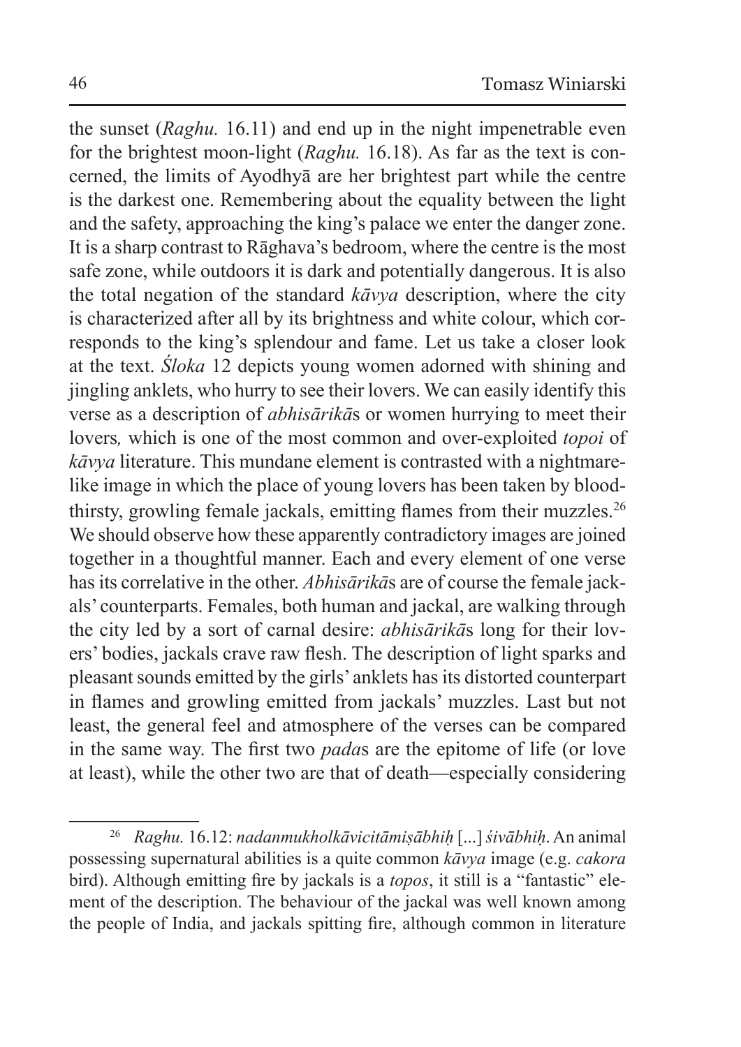the sunset (*Raghu.* 16.11) and end up in the night impenetrable even for the brightest moon-light (*Raghu.* 16.18). As far as the text is concerned, the limits of Ayodhyā are her brightest part while the centre is the darkest one. Remembering about the equality between the light and the safety, approaching the king's palace we enter the danger zone. It is a sharp contrast to Rāghava's bedroom, where the centre is the most safe zone, while outdoors it is dark and potentially dangerous. It is also the total negation of the standard *kāvya* description, where the city is characterized after all by its brightness and white colour, which corresponds to the king's splendour and fame. Let us take a closer look at the text. *Śloka* 12 depicts young women adorned with shining and jingling anklets, who hurry to see their lovers. We can easily identify this verse as a description of *abhisārikā*s or women hurrying to meet their lovers*,* which is one of the most common and over-exploited *topoi* of *kāvya* literature. This mundane element is contrasted with a nightmare-like image in which the place of young lovers has been taken by blood-thirsty, growling female jackals, emitting flames from their muzzles.[26] We should observe how these apparently contradictory images are joined together in a thoughtful manner. Each and every element of one verse has its correlative in the other. *Abhisārikā*s are of course the female jackals' counterparts. Females, both human and jackal, are walking through the city led by a sort of carnal desire: *abhisārikā*s long for their lovers' bodies, jackals crave raw flesh. The description of light sparks and pleasant sounds emitted by the girls' anklets has its distorted counterpart in flames and growling emitted from jackals' muzzles. Last but not least, the general feel and atmosphere of the verses can be compared in the same way. The first two *pada*s are the epitome of life (or love at least), while the other two are that of death—especially considering

[26] *Raghu.* 16.12: *nadanmukholkāvicitāmiṣābhiḥ* [...] *śivābhiḥ*. An animal possessing supernatural abilities is a quite common *kāvya* image (e.g. *cakora* bird). Although emitting fire by jackals is a *topos*, it still is a "fantastic" element of the description. The behaviour of the jackal was well known among the people of India, and jackals spitting fire, although common in literature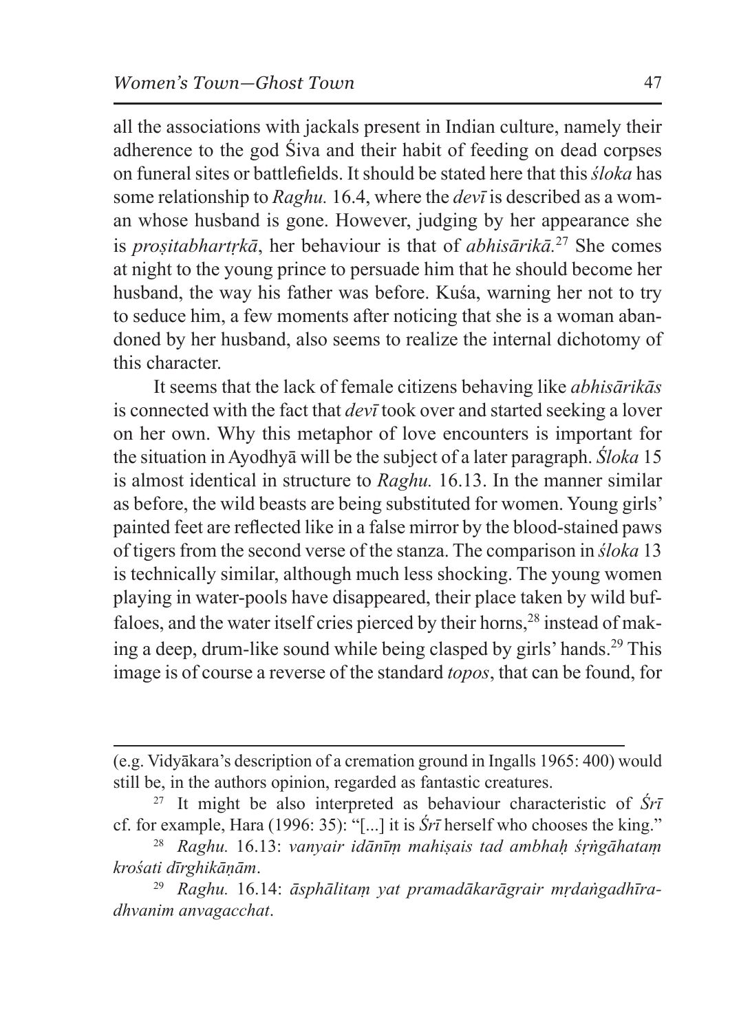all the associations with jackals present in Indian culture, namely their adherence to the god Śiva and their habit of feeding on dead corpses on funeral sites or battlefields. It should be stated here that this *śloka* has some relationship to *Raghu.* 16.4, where the *devī* is described as a woman whose husband is gone. However, judging by her appearance she is *proṣitabhartṛkā*, her behaviour is that of *abhisārikā*.[27] She comes at night to the young prince to persuade him that he should become her husband, the way his father was before. Kuśa, warning her not to try to seduce him, a few moments after noticing that she is a woman abandoned by her husband, also seems to realize the internal dichotomy of this character.

It seems that the lack of female citizens behaving like *abhisārikās* is connected with the fact that *devī* took over and started seeking a lover on her own. Why this metaphor of love encounters is important for the situation in Ayodhyā will be the subject of a later paragraph. *Śloka* 15 is almost identical in structure to *Raghu.* 16.13. In the manner similar as before, the wild beasts are being substituted for women. Young girls' painted feet are reflected like in a false mirror by the blood-stained paws of tigers from the second verse of the stanza. The comparison in *śloka* 13 is technically similar, although much less shocking. The young women playing in water-pools have disappeared, their place taken by wild buffaloes, and the water itself cries pierced by their horns,[28] instead of making a deep, drum-like sound while being clasped by girls' hands.[29] This image is of course a reverse of the standard *topos*, that can be found, for

---

(e.g. Vidyākara's description of a cremation ground in Ingalls 1965: 400) would still be, in the authors opinion, regarded as fantastic creatures.

[27] It might be also interpreted as behaviour characteristic of *Śrī* cf. for example, Hara (1996: 35): "[...] it is *Śrī* herself who chooses the king."

[28] *Raghu.* 16.13: *vanyair idānīṃ mahiṣais tad ambhaḥ śṛṅgāhataṃ krośati dīrghikāṇām*.

[29] *Raghu.* 16.14: *āsphālitaṃ yat pramadākarāgrair mṛdaṅgadhīradhvanim anvagacchat*.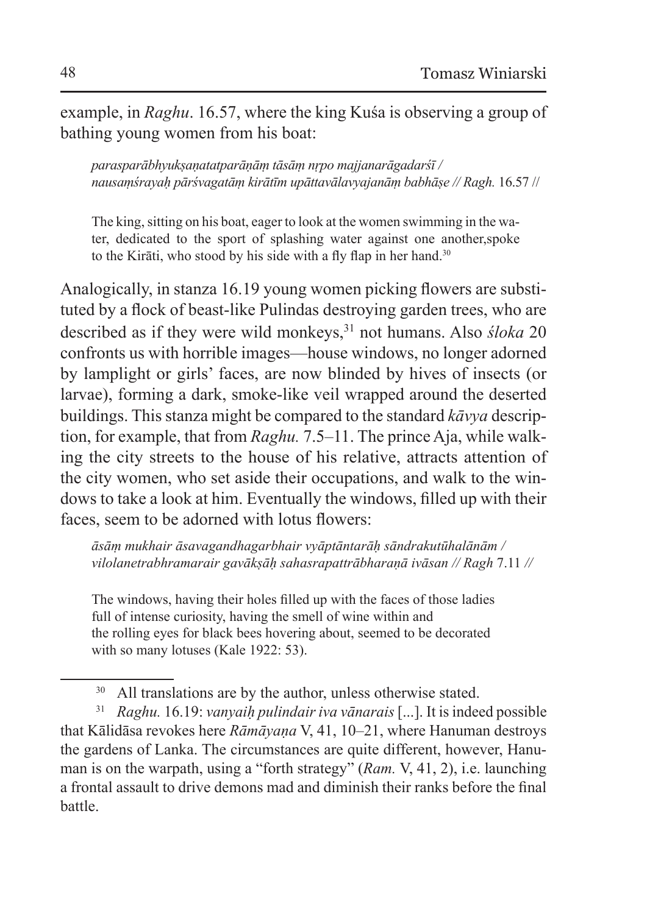example, in *Raghu*. 16.57, where the king Kuśa is observing a group of bathing young women from his boat:

> *parasparābhyukṣaṇatatparāṇāṃ tāsāṃ nṛpo majjanarāgadarśī / nausaṃśrayaḥ pārśvagatāṃ kirātīm upāttavālavyajanāṃ babhāṣe // Ragh.* 16.57 //
>
> The king, sitting on his boat, eager to look at the women swimming in the water, dedicated to the sport of splashing water against one another,spoke to the Kirāti, who stood by his side with a fly flap in her hand.[30]

Analogically, in stanza 16.19 young women picking flowers are substituted by a flock of beast-like Pulindas destroying garden trees, who are described as if they were wild monkeys,[31] not humans. Also *śloka* 20 confronts us with horrible images—house windows, no longer adorned by lamplight or girls' faces, are now blinded by hives of insects (or larvae), forming a dark, smoke-like veil wrapped around the deserted buildings. This stanza might be compared to the standard *kāvya* description, for example, that from *Raghu.* 7.5–11. The prince Aja, while walking the city streets to the house of his relative, attracts attention of the city women, who set aside their occupations, and walk to the windows to take a look at him. Eventually the windows, filled up with their faces, seem to be adorned with lotus flowers:

> *āsāṃ mukhair āsavagandhagarbhair vyāptāntarāḥ sāndrakutūhalānām / vilolanetrabhramarair gavākṣāḥ sahasrapattrābharaṇā ivāsan // Ragh* 7.11 //
>
> The windows, having their holes filled up with the faces of those ladies full of intense curiosity, having the smell of wine within and the rolling eyes for black bees hovering about, seemed to be decorated with so many lotuses (Kale 1922: 53).

---

[30] All translations are by the author, unless otherwise stated.

[31] *Raghu.* 16.19: *vanyaiḥ pulindair iva vānarais* [...]. It is indeed possible that Kālidāsa revokes here *Rāmāyaṇa* V, 41, 10–21, where Hanuman destroys the gardens of Lanka. The circumstances are quite different, however, Hanuman is on the warpath, using a "forth strategy" (*Ram.* V, 41, 2), i.e. launching a frontal assault to drive demons mad and diminish their ranks before the final battle.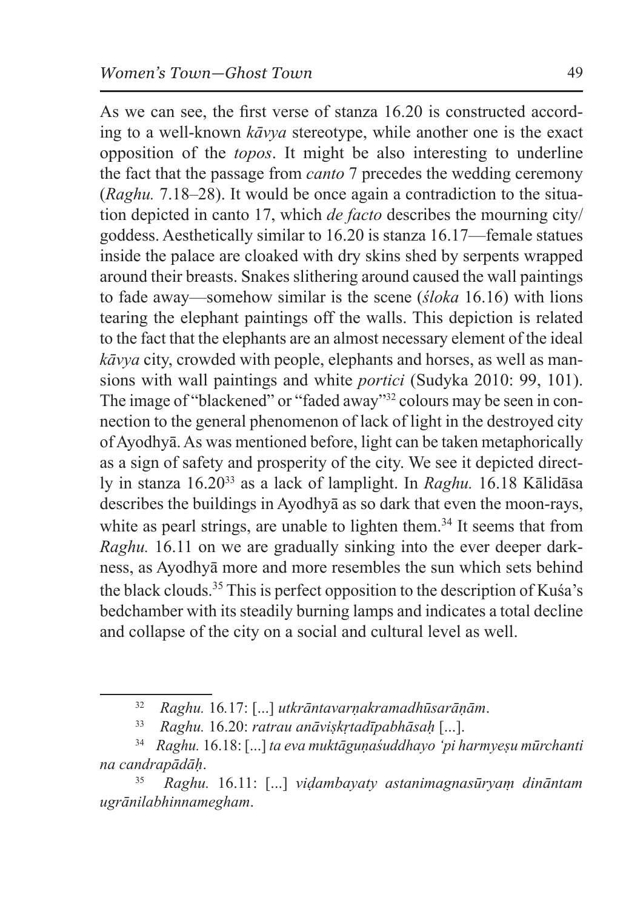As we can see, the first verse of stanza 16.20 is constructed according to a well-known *kāvya* stereotype, while another one is the exact opposition of the *topos*. It might be also interesting to underline the fact that the passage from *canto* 7 precedes the wedding ceremony (*Raghu.* 7.18–28). It would be once again a contradiction to the situation depicted in canto 17, which *de facto* describes the mourning city/goddess. Aesthetically similar to 16.20 is stanza 16.17—female statues inside the palace are cloaked with dry skins shed by serpents wrapped around their breasts. Snakes slithering around caused the wall paintings to fade away—somehow similar is the scene (*śloka* 16.16) with lions tearing the elephant paintings off the walls. This depiction is related to the fact that the elephants are an almost necessary element of the ideal *kāvya* city, crowded with people, elephants and horses, as well as mansions with wall paintings and white *portici* (Sudyka 2010: 99, 101). The image of "blackened" or "faded away"[32] colours may be seen in connection to the general phenomenon of lack of light in the destroyed city of Ayodhyā. As was mentioned before, light can be taken metaphorically as a sign of safety and prosperity of the city. We see it depicted directly in stanza 16.20[33] as a lack of lamplight. In *Raghu.* 16.18 Kālidāsa describes the buildings in Ayodhyā as so dark that even the moon-rays, white as pearl strings, are unable to lighten them.[34] It seems that from *Raghu.* 16.11 on we are gradually sinking into the ever deeper darkness, as Ayodhyā more and more resembles the sun which sets behind the black clouds.[35] This is perfect opposition to the description of Kuśa's bedchamber with its steadily burning lamps and indicates a total decline and collapse of the city on a social and cultural level as well.

[32] *Raghu.* 16.17: [...] *utkrāntavarṇakramadhūsarāṇām*.

[33] *Raghu.* 16.20: *ratrau anāviṣkṛtadīpabhāsaḥ* [...].

[34] *Raghu.* 16.18: [...] *ta eva muktāguṇaśuddhayo 'pi harmyeṣu mūrchanti na candrapādāḥ*.

[35] *Raghu.* 16.11: [...] *viḍambayaty astanimagnasūryaṃ dinānta mugrānilabhinnamegham*.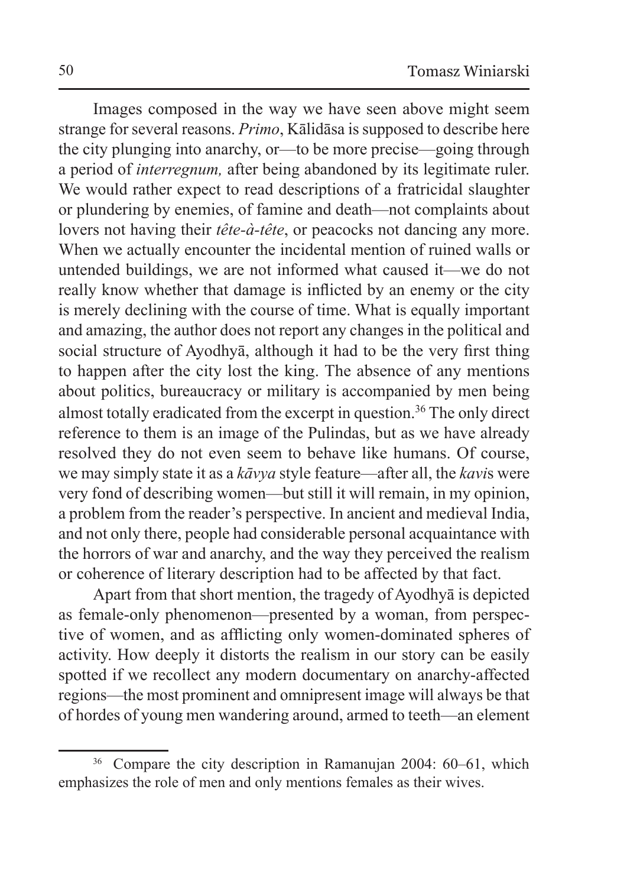Images composed in the way we have seen above might seem strange for several reasons. *Primo*, Kālidāsa is supposed to describe here the city plunging into anarchy, or—to be more precise—going through a period of *interregnum,* after being abandoned by its legitimate ruler. We would rather expect to read descriptions of a fratricidal slaughter or plundering by enemies, of famine and death—not complaints about lovers not having their *tête-à-tête*, or peacocks not dancing any more. When we actually encounter the incidental mention of ruined walls or untended buildings, we are not informed what caused it—we do not really know whether that damage is inflicted by an enemy or the city is merely declining with the course of time. What is equally important and amazing, the author does not report any changes in the political and social structure of Ayodhyā, although it had to be the very first thing to happen after the city lost the king. The absence of any mentions about politics, bureaucracy or military is accompanied by men being almost totally eradicated from the excerpt in question.[36] The only direct reference to them is an image of the Pulindas, but as we have already resolved they do not even seem to behave like humans. Of course, we may simply state it as a *kāvya* style feature—after all, the *kavi*s were very fond of describing women—but still it will remain, in my opinion, a problem from the reader's perspective. In ancient and medieval India, and not only there, people had considerable personal acquaintance with the horrors of war and anarchy, and the way they perceived the realism or coherence of literary description had to be affected by that fact.

Apart from that short mention, the tragedy of Ayodhyā is depicted as female-only phenomenon—presented by a woman, from perspective of women, and as afflicting only women-dominated spheres of activity. How deeply it distorts the realism in our story can be easily spotted if we recollect any modern documentary on anarchy-affected regions—the most prominent and omnipresent image will always be that of hordes of young men wandering around, armed to teeth—an element

---

[36] Compare the city description in Ramanujan 2004: 60–61, which emphasizes the role of men and only mentions females as their wives.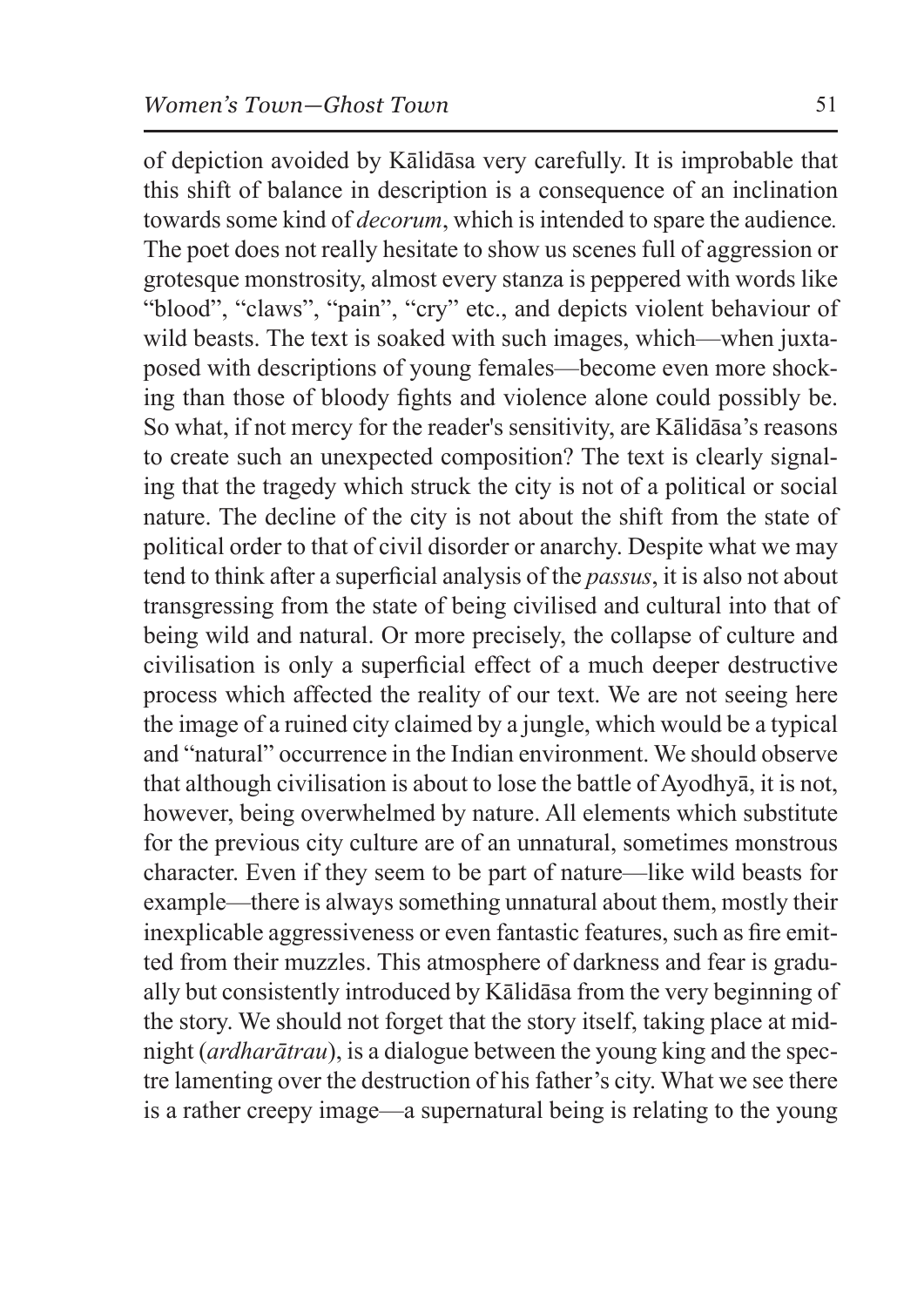of depiction avoided by Kālidāsa very carefully. It is improbable that this shift of balance in description is a consequence of an inclination towards some kind of *decorum*, which is intended to spare the audience. The poet does not really hesitate to show us scenes full of aggression or grotesque monstrosity, almost every stanza is peppered with words like "blood", "claws", "pain", "cry" etc., and depicts violent behaviour of wild beasts. The text is soaked with such images, which—when juxtaposed with descriptions of young females—become even more shocking than those of bloody fights and violence alone could possibly be. So what, if not mercy for the reader's sensitivity, are Kālidāsa's reasons to create such an unexpected composition? The text is clearly signaling that the tragedy which struck the city is not of a political or social nature. The decline of the city is not about the shift from the state of political order to that of civil disorder or anarchy. Despite what we may tend to think after a superficial analysis of the *passus*, it is also not about transgressing from the state of being civilised and cultural into that of being wild and natural. Or more precisely, the collapse of culture and civilisation is only a superficial effect of a much deeper destructive process which affected the reality of our text. We are not seeing here the image of a ruined city claimed by a jungle, which would be a typical and "natural" occurrence in the Indian environment. We should observe that although civilisation is about to lose the battle of Ayodhyā, it is not, however, being overwhelmed by nature. All elements which substitute for the previous city culture are of an unnatural, sometimes monstrous character. Even if they seem to be part of nature—like wild beasts for example—there is always something unnatural about them, mostly their inexplicable aggressiveness or even fantastic features, such as fire emitted from their muzzles. This atmosphere of darkness and fear is gradually but consistently introduced by Kālidāsa from the very beginning of the story. We should not forget that the story itself, taking place at midnight (*ardharātrau*), is a dialogue between the young king and the spectre lamenting over the destruction of his father's city. What we see there is a rather creepy image—a supernatural being is relating to the young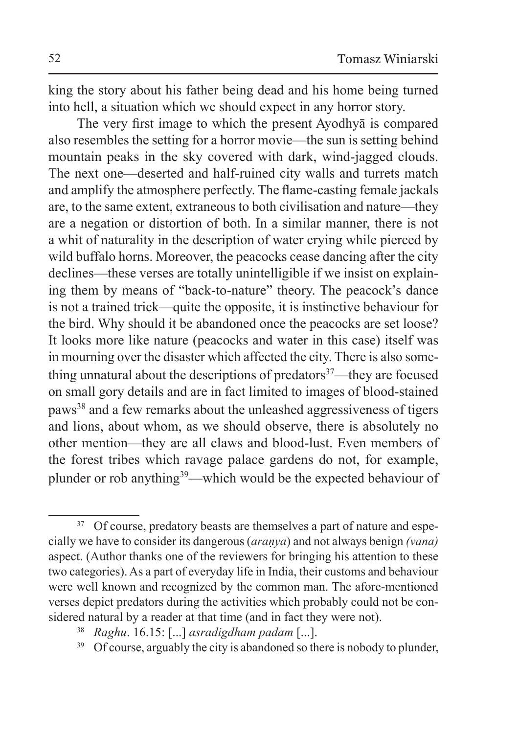king the story about his father being dead and his home being turned into hell, a situation which we should expect in any horror story.

The very first image to which the present Ayodhyā is compared also resembles the setting for a horror movie—the sun is setting behind mountain peaks in the sky covered with dark, wind-jagged clouds. The next one—deserted and half-ruined city walls and turrets match and amplify the atmosphere perfectly. The flame-casting female jackals are, to the same extent, extraneous to both civilisation and nature—they are a negation or distortion of both. In a similar manner, there is not a whit of naturality in the description of water crying while pierced by wild buffalo horns. Moreover, the peacocks cease dancing after the city declines—these verses are totally unintelligible if we insist on explaining them by means of "back-to-nature" theory. The peacock's dance is not a trained trick—quite the opposite, it is instinctive behaviour for the bird. Why should it be abandoned once the peacocks are set loose? It looks more like nature (peacocks and water in this case) itself was in mourning over the disaster which affected the city. There is also something unnatural about the descriptions of predators[37]—they are focused on small gory details and are in fact limited to images of blood-stained paws[38] and a few remarks about the unleashed aggressiveness of tigers and lions, about whom, as we should observe, there is absolutely no other mention—they are all claws and blood-lust. Even members of the forest tribes which ravage palace gardens do not, for example, plunder or rob anything[39]—which would be the expected behaviour of

---

[37] Of course, predatory beasts are themselves a part of nature and especially we have to consider its dangerous (*araṇya*) and not always benign *(vana)* aspect. (Author thanks one of the reviewers for bringing his attention to these two categories). As a part of everyday life in India, their customs and behaviour were well known and recognized by the common man. The afore-mentioned verses depict predators during the activities which probably could not be considered natural by a reader at that time (and in fact they were not).

[38] *Raghu*. 16.15: [...] *asradigdham padam* [...].

[39] Of course, arguably the city is abandoned so there is nobody to plunder,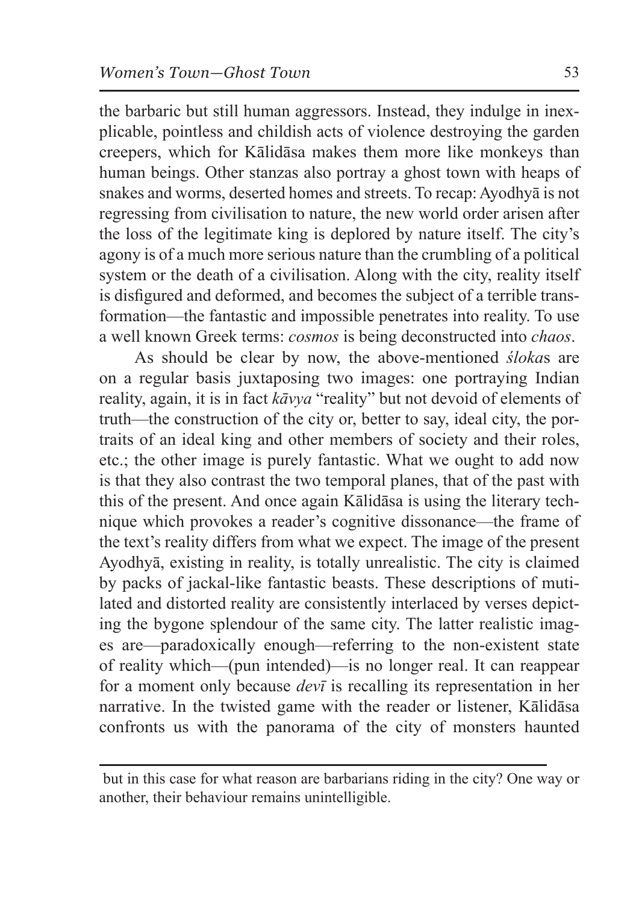the barbaric but still human aggressors. Instead, they indulge in inexplicable, pointless and childish acts of violence destroying the garden creepers, which for Kālidāsa makes them more like monkeys than human beings. Other stanzas also portray a ghost town with heaps of snakes and worms, deserted homes and streets. To recap: Ayodhyā is not regressing from civilisation to nature, the new world order arisen after the loss of the legitimate king is deplored by nature itself. The city's agony is of a much more serious nature than the crumbling of a political system or the death of a civilisation. Along with the city, reality itself is disfigured and deformed, and becomes the subject of a terrible transformation—the fantastic and impossible penetrates into reality. To use a well known Greek terms: *cosmos* is being deconstructed into *chaos*.

As should be clear by now, the above-mentioned *śloka*s are on a regular basis juxtaposing two images: one portraying Indian reality, again, it is in fact *kāvya* "reality" but not devoid of elements of truth—the construction of the city or, better to say, ideal city, the portraits of an ideal king and other members of society and their roles, etc.; the other image is purely fantastic. What we ought to add now is that they also contrast the two temporal planes, that of the past with this of the present. And once again Kālidāsa is using the literary technique which provokes a reader's cognitive dissonance—the frame of the text's reality differs from what we expect. The image of the present Ayodhyā, existing in reality, is totally unrealistic. The city is claimed by packs of jackal-like fantastic beasts. These descriptions of mutilated and distorted reality are consistently interlaced by verses depicting the bygone splendour of the same city. The latter realistic images are—paradoxically enough—referring to the non-existent state of reality which—(pun intended)—is no longer real. It can reappear for a moment only because *devī* is recalling its representation in her narrative. In the twisted game with the reader or listener, Kālidāsa confronts us with the panorama of the city of monsters haunted

but in this case for what reason are barbarians riding in the city? One way or another, their behaviour remains unintelligible.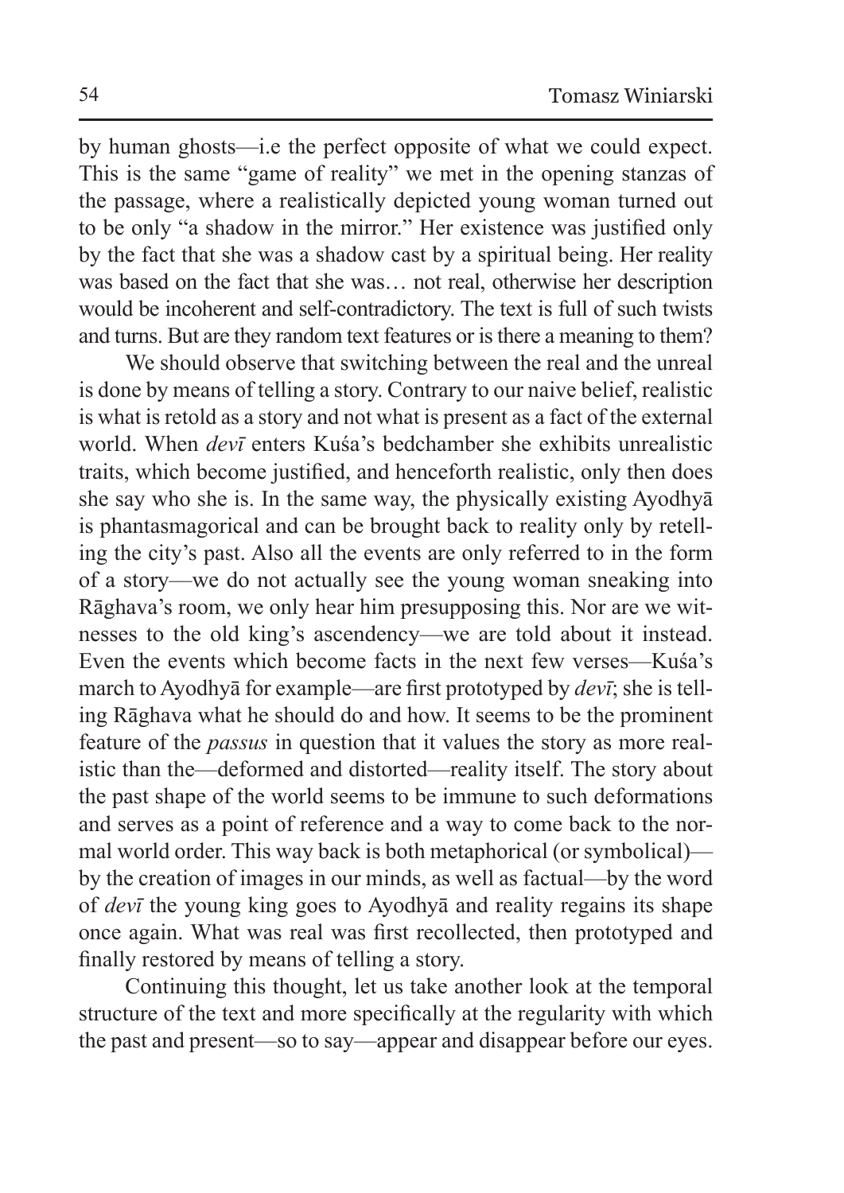by human ghosts—i.e the perfect opposite of what we could expect. This is the same "game of reality" we met in the opening stanzas of the passage, where a realistically depicted young woman turned out to be only "a shadow in the mirror." Her existence was justified only by the fact that she was a shadow cast by a spiritual being. Her reality was based on the fact that she was… not real, otherwise her description would be incoherent and self-contradictory. The text is full of such twists and turns. But are they random text features or is there a meaning to them?

We should observe that switching between the real and the unreal is done by means of telling a story. Contrary to our naive belief, realistic is what is retold as a story and not what is present as a fact of the external world. When *devī* enters Kuśa's bedchamber she exhibits unrealistic traits, which become justified, and henceforth realistic, only then does she say who she is. In the same way, the physically existing Ayodhyā is phantasmagorical and can be brought back to reality only by retelling the city's past. Also all the events are only referred to in the form of a story—we do not actually see the young woman sneaking into Rāghava's room, we only hear him presupposing this. Nor are we witnesses to the old king's ascendency—we are told about it instead. Even the events which become facts in the next few verses—Kuśa's march to Ayodhyā for example—are first prototyped by *devī*; she is telling Rāghava what he should do and how. It seems to be the prominent feature of the *passus* in question that it values the story as more realistic than the—deformed and distorted—reality itself. The story about the past shape of the world seems to be immune to such deformations and serves as a point of reference and a way to come back to the normal world order. This way back is both metaphorical (or symbolical)—by the creation of images in our minds, as well as factual—by the word of *devī* the young king goes to Ayodhyā and reality regains its shape once again. What was real was first recollected, then prototyped and finally restored by means of telling a story.

Continuing this thought, let us take another look at the temporal structure of the text and more specifically at the regularity with which the past and present—so to say—appear and disappear before our eyes.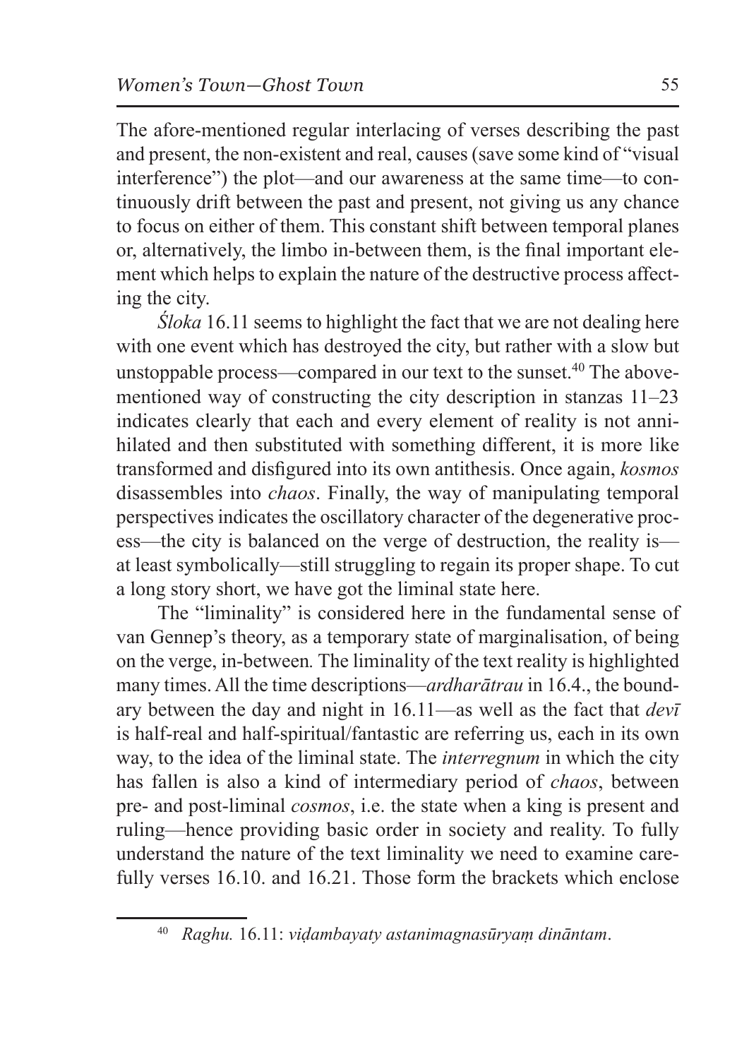The afore-mentioned regular interlacing of verses describing the past and present, the non-existent and real, causes (save some kind of "visual interference") the plot—and our awareness at the same time—to continuously drift between the past and present, not giving us any chance to focus on either of them. This constant shift between temporal planes or, alternatively, the limbo in-between them, is the final important element which helps to explain the nature of the destructive process affecting the city.

*Śloka* 16.11 seems to highlight the fact that we are not dealing here with one event which has destroyed the city, but rather with a slow but unstoppable process—compared in our text to the sunset.[40] The above-mentioned way of constructing the city description in stanzas 11–23 indicates clearly that each and every element of reality is not annihilated and then substituted with something different, it is more like transformed and disfigured into its own antithesis. Once again, *kosmos* disassembles into *chaos*. Finally, the way of manipulating temporal perspectives indicates the oscillatory character of the degenerative process—the city is balanced on the verge of destruction, the reality is—at least symbolically—still struggling to regain its proper shape. To cut a long story short, we have got the liminal state here.

The "liminality" is considered here in the fundamental sense of van Gennep's theory, as a temporary state of marginalisation, of being on the verge, in-between. The liminality of the text reality is highlighted many times. All the time descriptions—*ardharātrau* in 16.4., the boundary between the day and night in 16.11—as well as the fact that *devī* is half-real and half-spiritual/fantastic are referring us, each in its own way, to the idea of the liminal state. The *interregnum* in which the city has fallen is also a kind of intermediary period of *chaos*, between pre- and post-liminal *cosmos*, i.e. the state when a king is present and ruling—hence providing basic order in society and reality. To fully understand the nature of the text liminality we need to examine carefully verses 16.10. and 16.21. Those form the brackets which enclose

[40] *Raghu.* 16.11: *viḍambayaty astanimagnasūryaṃ dināntam*.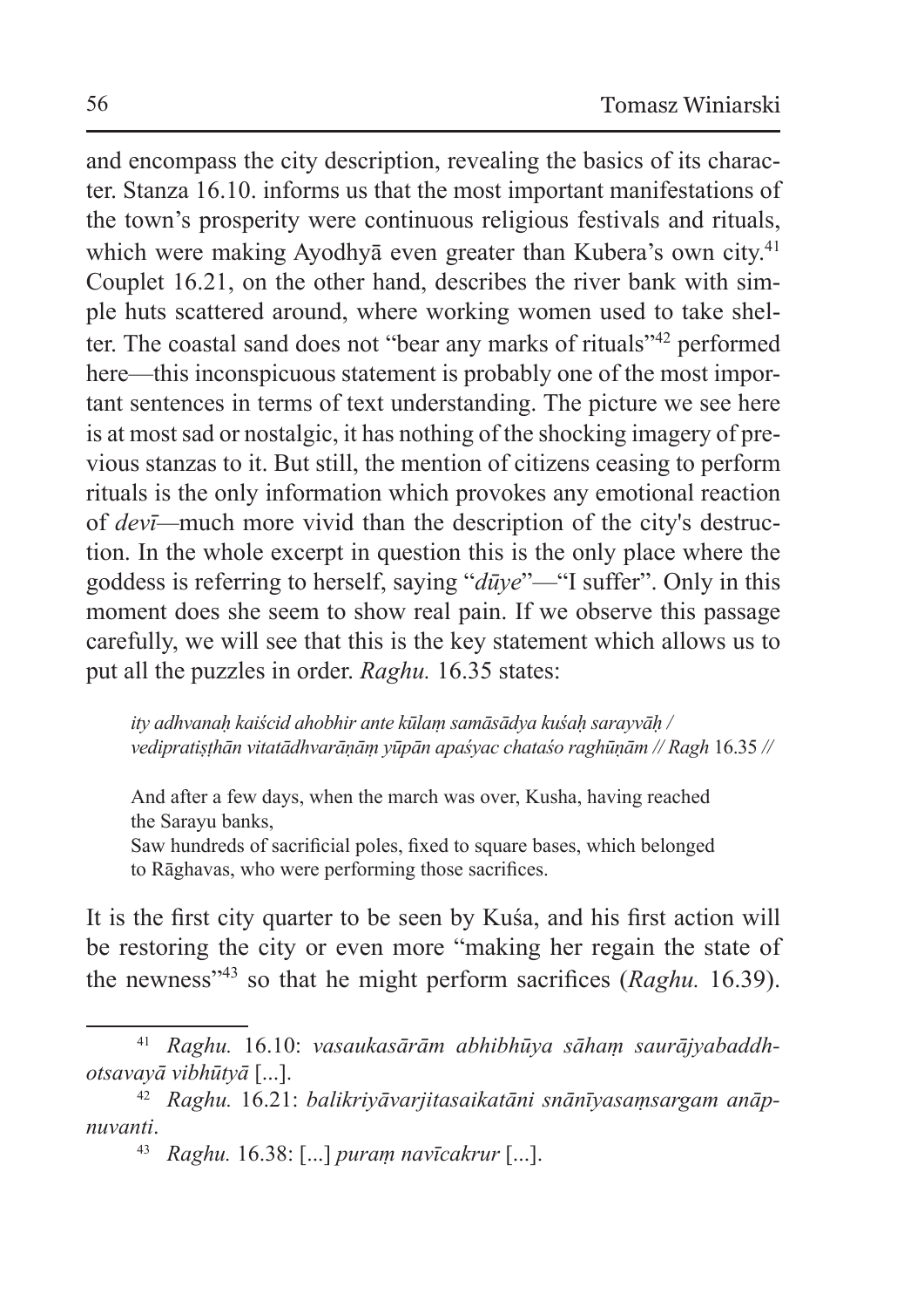and encompass the city description, revealing the basics of its character. Stanza 16.10. informs us that the most important manifestations of the town's prosperity were continuous religious festivals and rituals, which were making Ayodhyā even greater than Kubera's own city.[41] Couplet 16.21, on the other hand, describes the river bank with simple huts scattered around, where working women used to take shelter. The coastal sand does not "bear any marks of rituals"[42] performed here—this inconspicuous statement is probably one of the most important sentences in terms of text understanding. The picture we see here is at most sad or nostalgic, it has nothing of the shocking imagery of previous stanzas to it. But still, the mention of citizens ceasing to perform rituals is the only information which provokes any emotional reaction of *devī*—much more vivid than the description of the city's destruction. In the whole excerpt in question this is the only place where the goddess is referring to herself, saying "*dūye*"—"I suffer". Only in this moment does she seem to show real pain. If we observe this passage carefully, we will see that this is the key statement which allows us to put all the puzzles in order. *Raghu.* 16.35 states:

> *ity adhvanaḥ kaiścid ahobhir ante kūlaṃ samāsādya kuśaḥ sarayvāḥ /*
> *vedipratiṣṭhān vitatādhvarāṇāṃ yūpān apaśyac chataśo raghūṇām // Ragh* 16.35 *//*
>
> And after a few days, when the march was over, Kusha, having reached the Sarayu banks,
> Saw hundreds of sacrificial poles, fixed to square bases, which belonged to Rāghavas, who were performing those sacrifices.

It is the first city quarter to be seen by Kuśa, and his first action will be restoring the city or even more "making her regain the state of the newness"[43] so that he might perform sacrifices (*Raghu.* 16.39).

---

[41] *Raghu.* 16.10: *vasaukasārām abhibhūya sāhaṃ saurājyabaddhotsavayā vibhūtyā* [...].

[42] *Raghu.* 16.21: *balikriyāvarjitasaikatāni snānīyasaṃsargam anāpnuvanti*.

[43] *Raghu.* 16.38: [...] *puraṃ navīcakrur* [...].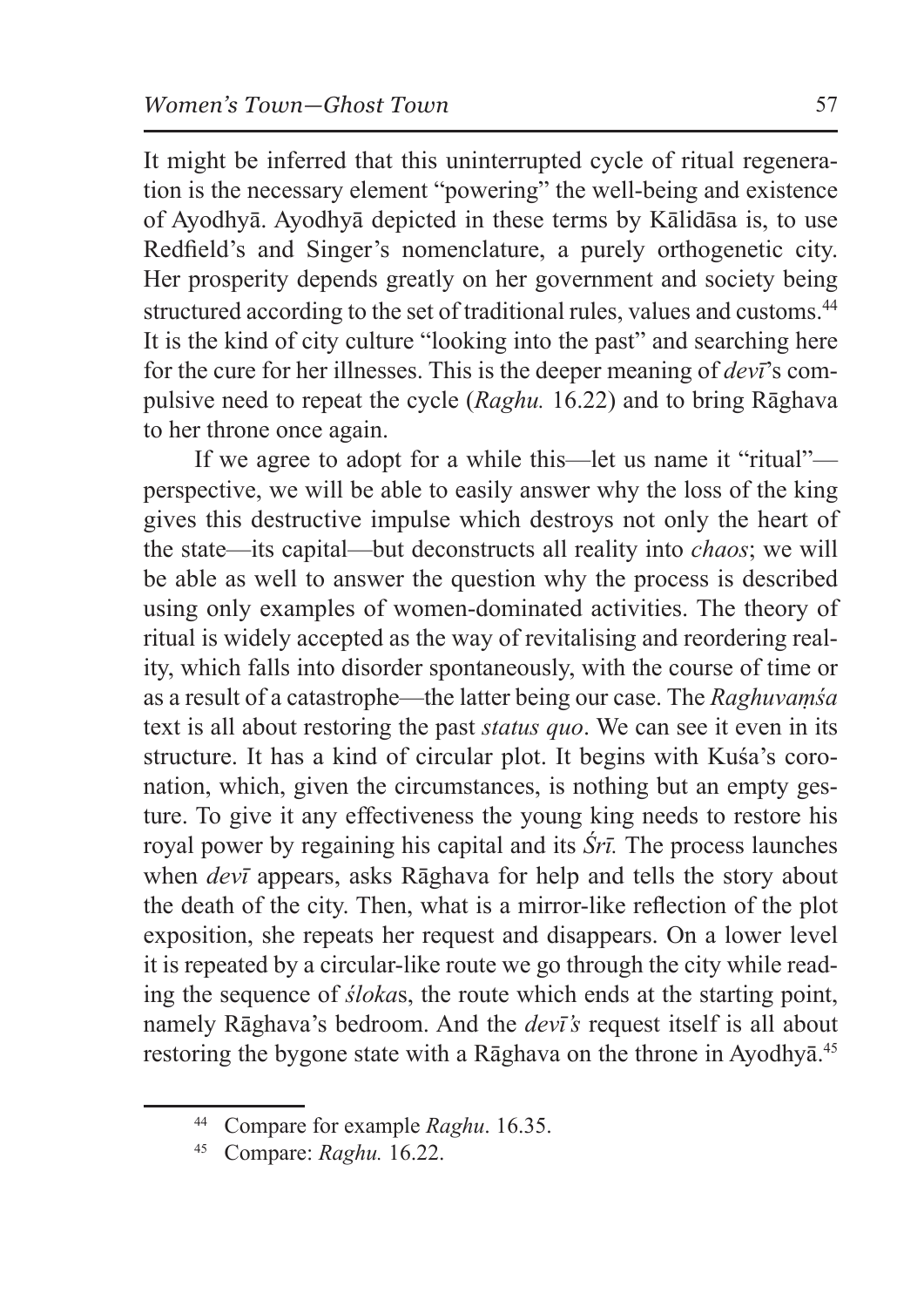It might be inferred that this uninterrupted cycle of ritual regeneration is the necessary element "powering" the well-being and existence of Ayodhyā. Ayodhyā depicted in these terms by Kālidāsa is, to use Redfield's and Singer's nomenclature, a purely orthogenetic city. Her prosperity depends greatly on her government and society being structured according to the set of traditional rules, values and customs.[44] It is the kind of city culture "looking into the past" and searching here for the cure for her illnesses. This is the deeper meaning of *devī*'s compulsive need to repeat the cycle (*Raghu.* 16.22) and to bring Rāghava to her throne once again.

If we agree to adopt for a while this—let us name it "ritual"—perspective, we will be able to easily answer why the loss of the king gives this destructive impulse which destroys not only the heart of the state—its capital—but deconstructs all reality into *chaos*; we will be able as well to answer the question why the process is described using only examples of women-dominated activities. The theory of ritual is widely accepted as the way of revitalising and reordering reality, which falls into disorder spontaneously, with the course of time or as a result of a catastrophe—the latter being our case. The *Raghuvaṃśa* text is all about restoring the past *status quo*. We can see it even in its structure. It has a kind of circular plot. It begins with Kuśa's coronation, which, given the circumstances, is nothing but an empty gesture. To give it any effectiveness the young king needs to restore his royal power by regaining his capital and its *Śrī.* The process launches when *devī* appears, asks Rāghava for help and tells the story about the death of the city. Then, what is a mirror-like reflection of the plot exposition, she repeats her request and disappears. On a lower level it is repeated by a circular-like route we go through the city while reading the sequence of *śloka*s, the route which ends at the starting point, namely Rāghava's bedroom. And the *devī's* request itself is all about restoring the bygone state with a Rāghava on the throne in Ayodhyā.[45]

---

[44] Compare for example *Raghu*. 16.35.

[45] Compare: *Raghu.* 16.22.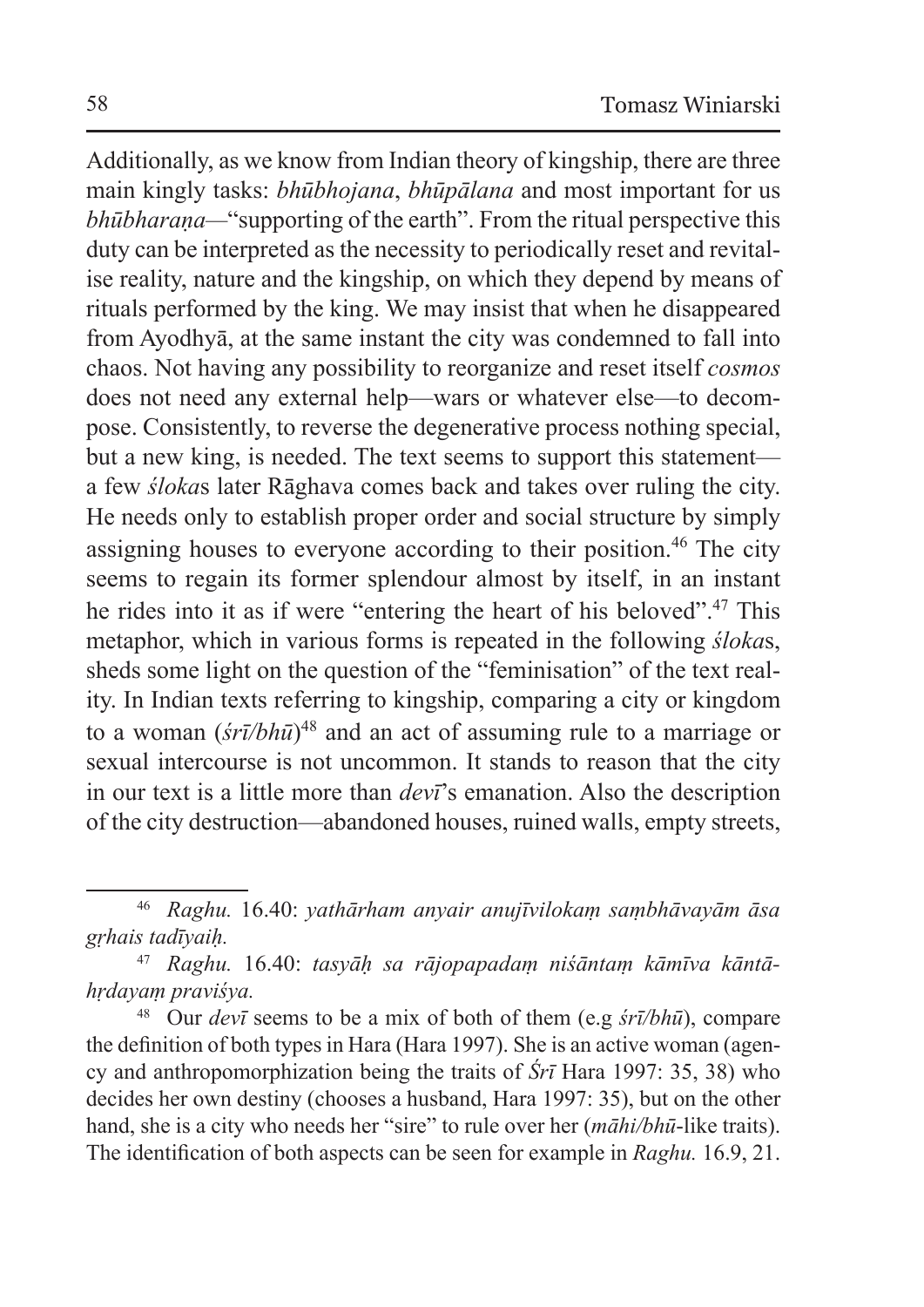Additionally, as we know from Indian theory of kingship, there are three main kingly tasks: *bhūbhojana*, *bhūpālana* and most important for us *bhūbharaṇa*—"supporting of the earth". From the ritual perspective this duty can be interpreted as the necessity to periodically reset and revitalise reality, nature and the kingship, on which they depend by means of rituals performed by the king. We may insist that when he disappeared from Ayodhyā, at the same instant the city was condemned to fall into chaos. Not having any possibility to reorganize and reset itself *cosmos* does not need any external help—wars or whatever else—to decompose. Consistently, to reverse the degenerative process nothing special, but a new king, is needed. The text seems to support this statement—a few *śloka*s later Rāghava comes back and takes over ruling the city. He needs only to establish proper order and social structure by simply assigning houses to everyone according to their position.[46] The city seems to regain its former splendour almost by itself, in an instant he rides into it as if were "entering the heart of his beloved".[47] This metaphor, which in various forms is repeated in the following *śloka*s, sheds some light on the question of the "feminisation" of the text reality. In Indian texts referring to kingship, comparing a city or kingdom to a woman (*śrī/bhū*)[48] and an act of assuming rule to a marriage or sexual intercourse is not uncommon. It stands to reason that the city in our text is a little more than *devī*'s emanation. Also the description of the city destruction—abandoned houses, ruined walls, empty streets,

---

[46] *Raghu.* 16.40: *yathārham anyair anujīvilokaṃ saṃbhāvayām āsa gṛhais tadīyaiḥ.*

[47] *Raghu.* 16.40: *tasyāḥ sa rājopapadaṃ niśāntaṃ kāmīva kāntāhṛdayaṃ praviśya.*

[48] Our *devī* seems to be a mix of both of them (e.g *śrī/bhū*), compare the definition of both types in Hara (Hara 1997). She is an active woman (agency and anthropomorphization being the traits of *Śrī* Hara 1997: 35, 38) who decides her own destiny (chooses a husband, Hara 1997: 35), but on the other hand, she is a city who needs her "sire" to rule over her (*māhi/bhū*-like traits). The identification of both aspects can be seen for example in *Raghu.* 16.9, 21.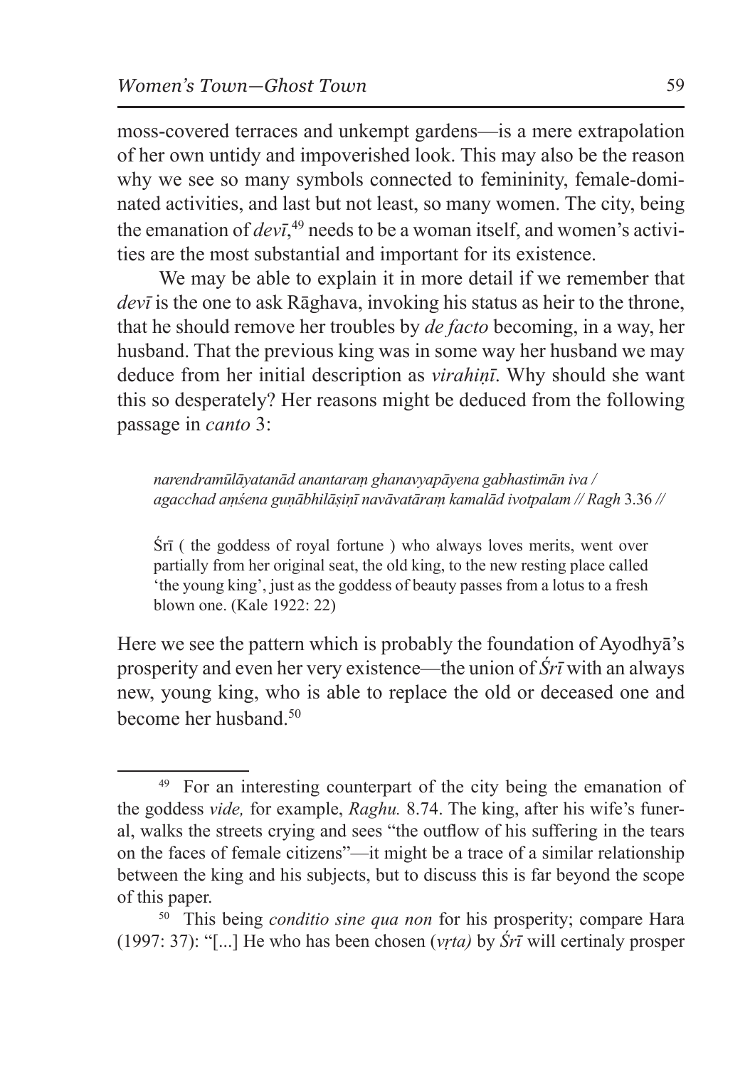moss-covered terraces and unkempt gardens—is a mere extrapolation of her own untidy and impoverished look. This may also be the reason why we see so many symbols connected to femininity, female-dominated activities, and last but not least, so many women. The city, being the emanation of *devī*,[49] needs to be a woman itself, and women's activities are the most substantial and important for its existence.

We may be able to explain it in more detail if we remember that *devī* is the one to ask Rāghava, invoking his status as heir to the throne, that he should remove her troubles by *de facto* becoming, in a way, her husband. That the previous king was in some way her husband we may deduce from her initial description as *virahiṇī*. Why should she want this so desperately? Her reasons might be deduced from the following passage in *canto* 3:

> *narendramūlāyatanād anantaraṃ ghanavyapāyena gabhastimān iva /*
> *agacchad aṃśena guṇābhilāṣiṇī navāvatāraṃ kamalād ivotpalam // Ragh* 3.36 //
>
> Śrī ( the goddess of royal fortune ) who always loves merits, went over partially from her original seat, the old king, to the new resting place called 'the young king', just as the goddess of beauty passes from a lotus to a fresh blown one. (Kale 1922: 22)

Here we see the pattern which is probably the foundation of Ayodhyā's prosperity and even her very existence—the union of *Śrī* with an always new, young king, who is able to replace the old or deceased one and become her husband.[50]

---

[49] For an interesting counterpart of the city being the emanation of the goddess *vide,* for example, *Raghu.* 8.74. The king, after his wife's funeral, walks the streets crying and sees "the outflow of his suffering in the tears on the faces of female citizens"—it might be a trace of a similar relationship between the king and his subjects, but to discuss this is far beyond the scope of this paper.

[50] This being *conditio sine qua non* for his prosperity; compare Hara (1997: 37): "[...] He who has been chosen (*vṛta)* by *Śrī* will certinaly prosper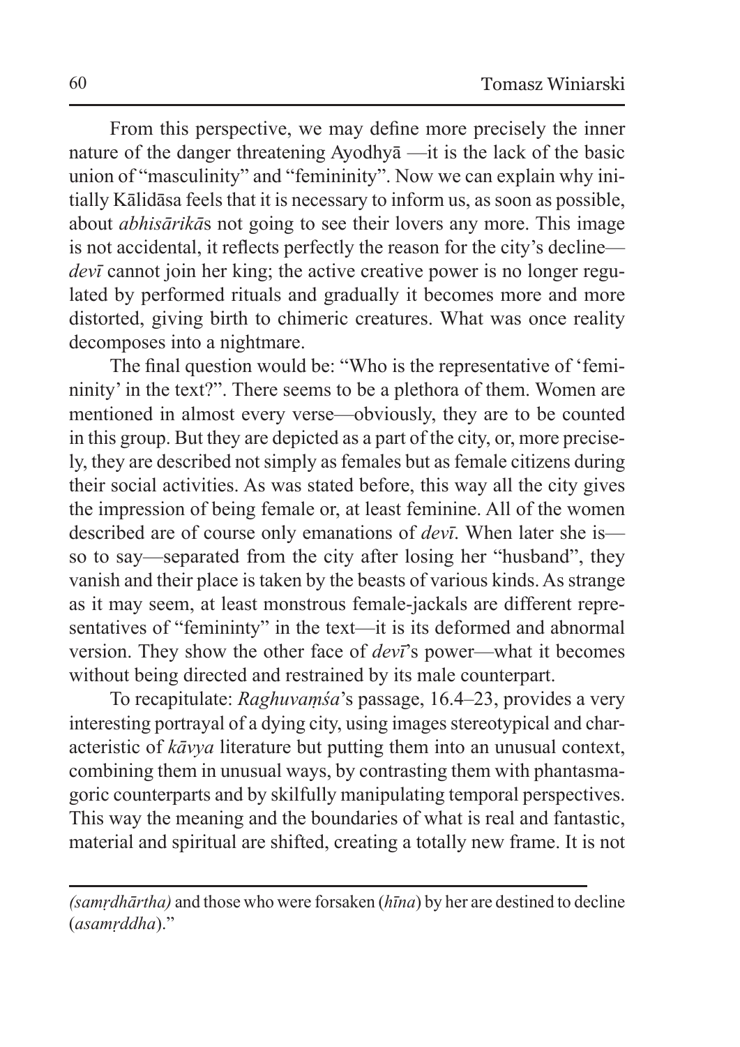From this perspective, we may define more precisely the inner nature of the danger threatening Ayodhyā —it is the lack of the basic union of "masculinity" and "femininity". Now we can explain why initially Kālidāsa feels that it is necessary to inform us, as soon as possible, about *abhisārikā*s not going to see their lovers any more. This image is not accidental, it reflects perfectly the reason for the city's decline—*devī* cannot join her king; the active creative power is no longer regulated by performed rituals and gradually it becomes more and more distorted, giving birth to chimeric creatures. What was once reality decomposes into a nightmare.

The final question would be: "Who is the representative of 'femininity' in the text?". There seems to be a plethora of them. Women are mentioned in almost every verse—obviously, they are to be counted in this group. But they are depicted as a part of the city, or, more precisely, they are described not simply as females but as female citizens during their social activities. As was stated before, this way all the city gives the impression of being female or, at least feminine. All of the women described are of course only emanations of *devī*. When later she is—so to say—separated from the city after losing her "husband", they vanish and their place is taken by the beasts of various kinds. As strange as it may seem, at least monstrous female-jackals are different representatives of "femininty" in the text—it is its deformed and abnormal version. They show the other face of *devī*'s power—what it becomes without being directed and restrained by its male counterpart.

To recapitulate: *Raghuvaṃśa*'s passage, 16.4–23, provides a very interesting portrayal of a dying city, using images stereotypical and characteristic of *kāvya* literature but putting them into an unusual context, combining them in unusual ways, by contrasting them with phantasmagoric counterparts and by skilfully manipulating temporal perspectives. This way the meaning and the boundaries of what is real and fantastic, material and spiritual are shifted, creating a totally new frame. It is not

---

*(samṛdhārtha)* and those who were forsaken (*hīna*) by her are destined to decline (*asamṛddha*)."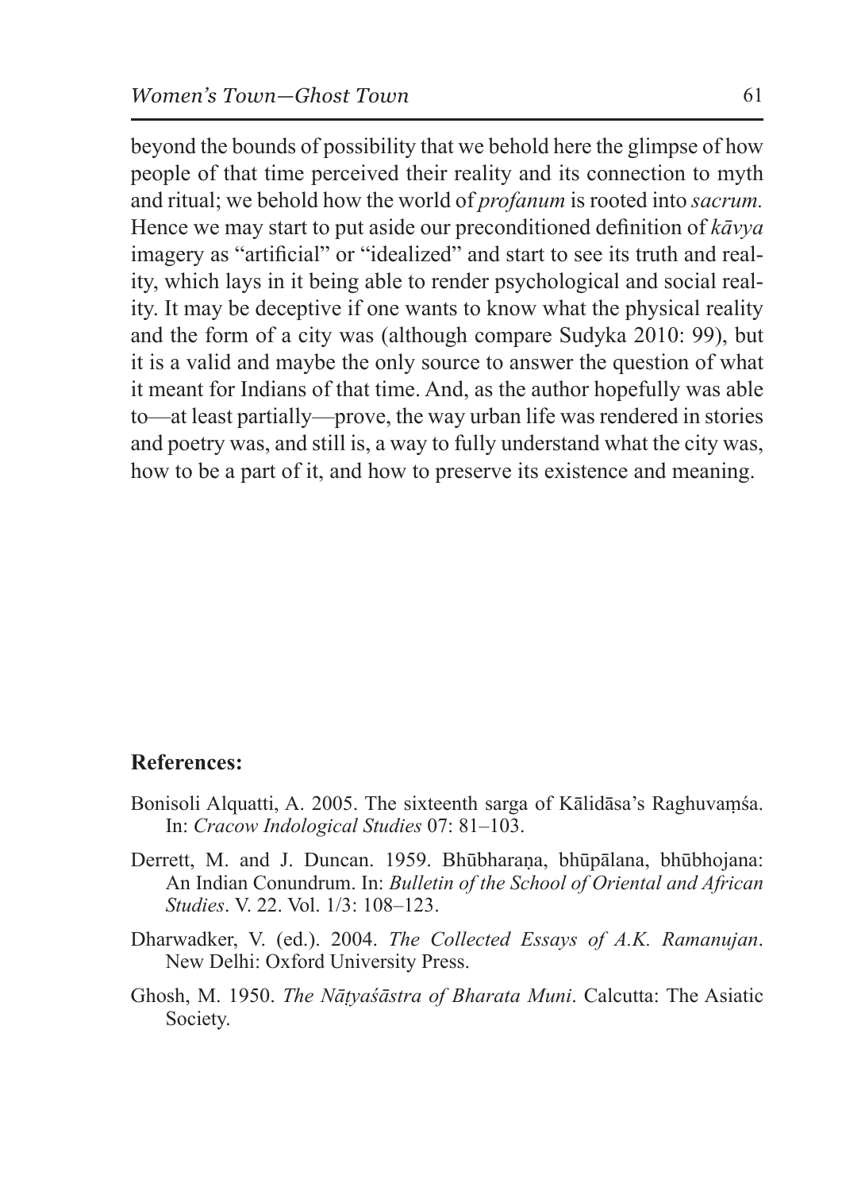beyond the bounds of possibility that we behold here the glimpse of how people of that time perceived their reality and its connection to myth and ritual; we behold how the world of *profanum* is rooted into *sacrum.* Hence we may start to put aside our preconditioned definition of *kāvya* imagery as "artificial" or "idealized" and start to see its truth and reality, which lays in it being able to render psychological and social reality. It may be deceptive if one wants to know what the physical reality and the form of a city was (although compare Sudyka 2010: 99), but it is a valid and maybe the only source to answer the question of what it meant for Indians of that time. And, as the author hopefully was able to—at least partially—prove, the way urban life was rendered in stories and poetry was, and still is, a way to fully understand what the city was, how to be a part of it, and how to preserve its existence and meaning.

**References:**

Bonisoli Alquatti, A. 2005. The sixteenth sarga of Kālidāsa's Raghuvaṃśa. In: *Cracow Indological Studies* 07: 81–103.

Derrett, M. and J. Duncan. 1959. Bhūbharaṇa, bhūpālana, bhūbhojana: An Indian Conundrum. In: *Bulletin of the School of Oriental and African Studies*. V. 22. Vol. 1/3: 108–123.

Dharwadker, V. (ed.). 2004. *The Collected Essays of A.K. Ramanujan*. New Delhi: Oxford University Press.

Ghosh, M. 1950. *The Nāṭyaśāstra of Bharata Muni*. Calcutta: The Asiatic Society.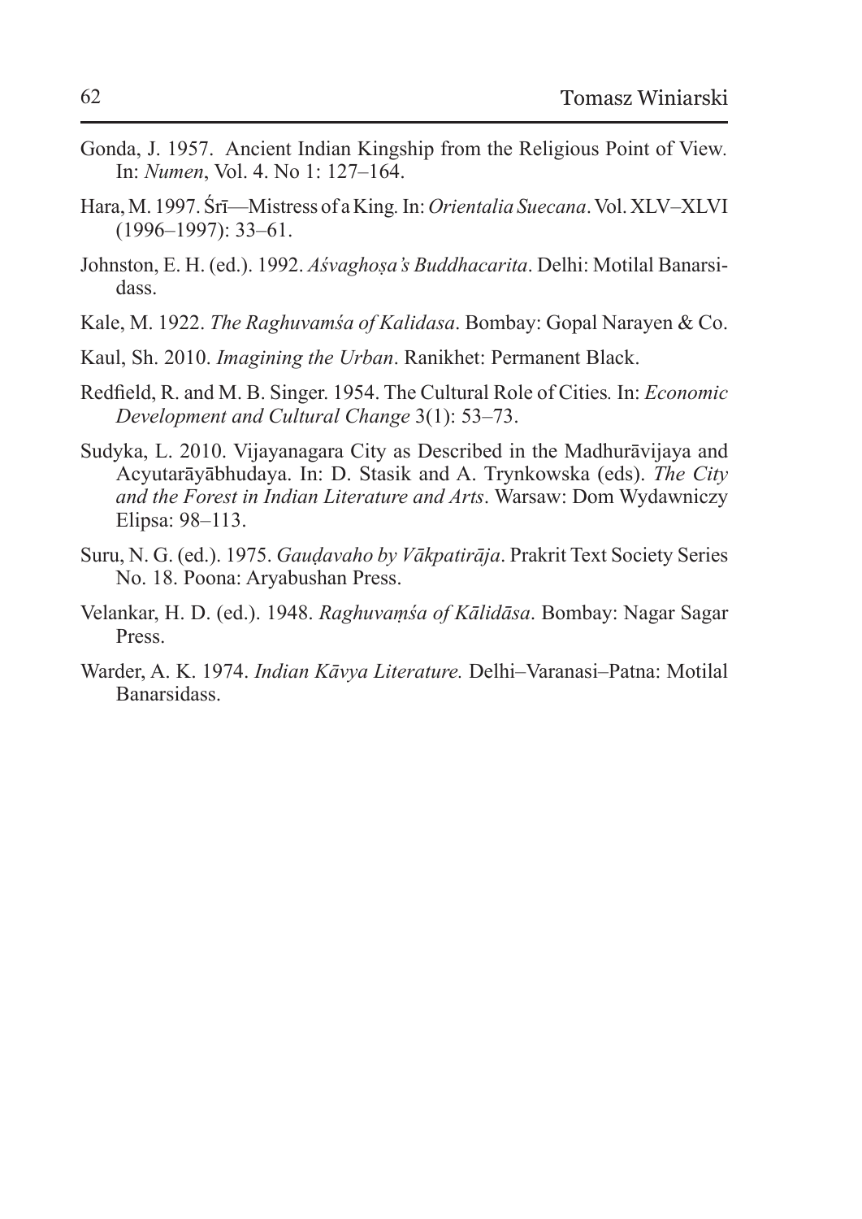Gonda, J. 1957. Ancient Indian Kingship from the Religious Point of View. In: *Numen*, Vol. 4. No 1: 127–164.

Hara, M. 1997. Śrī—Mistress of a King. In: *Orientalia Suecana*. Vol. XLV–XLVI (1996–1997): 33–61.

Johnston, E. H. (ed.). 1992. *Aśvaghoṣa's Buddhacarita*. Delhi: Motilal Banarsidass.

Kale, M. 1922. *The Raghuvamśa of Kalidasa*. Bombay: Gopal Narayen & Co.

Kaul, Sh. 2010. *Imagining the Urban*. Ranikhet: Permanent Black.

Redfield, R. and M. B. Singer. 1954. The Cultural Role of Cities. In: *Economic Development and Cultural Change* 3(1): 53–73.

Sudyka, L. 2010. Vijayanagara City as Described in the Madhurāvijaya and Acyutarāyābhudaya. In: D. Stasik and A. Trynkowska (eds). *The City and the Forest in Indian Literature and Arts*. Warsaw: Dom Wydawniczy Elipsa: 98–113.

Suru, N. G. (ed.). 1975. *Gauḍavaho by Vākpatirāja*. Prakrit Text Society Series No. 18. Poona: Aryabushan Press.

Velankar, H. D. (ed.). 1948. *Raghuvaṃśa of Kālidāsa*. Bombay: Nagar Sagar Press.

Warder, A. K. 1974. *Indian Kāvya Literature.* Delhi–Varanasi–Patna: Motilal Banarsidass.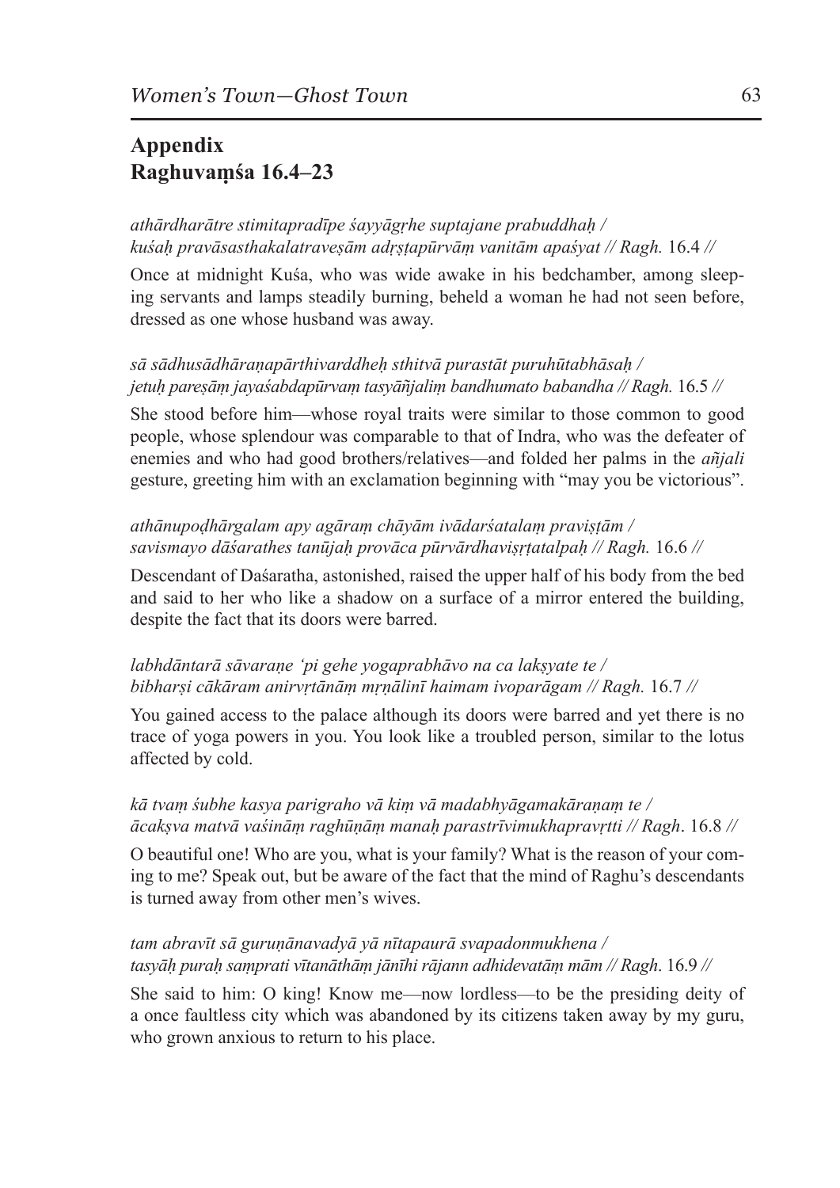## Appendix
## Raghuvaṃśa 16.4–23

*athārdharātre stimitapradīpe śayyāgṛhe suptajane prabuddhaḥ /*
*kuśaḥ pravāsasthakalatraveṣām adṛṣṭapūrvāṃ vanitām apaśyat // Ragh.* 16.4 //

Once at midnight Kuśa, who was wide awake in his bedchamber, among sleeping servants and lamps steadily burning, beheld a woman he had not seen before, dressed as one whose husband was away.

*sā sādhusādhāraṇapārthivarddheḥ sthitvā purastāt puruhūtabhāsaḥ /*
*jetuḥ pareṣāṃ jayaśabdapūrvaṃ tasyāñjaliṃ bandhumato babandha // Ragh.* 16.5 //

She stood before him—whose royal traits were similar to those common to good people, whose splendour was comparable to that of Indra, who was the defeater of enemies and who had good brothers/relatives—and folded her palms in the *añjali* gesture, greeting him with an exclamation beginning with "may you be victorious".

*athānupoḍhārgalam apy agāraṃ chāyām ivādarśatalaṃ praviṣṭām /*
*savismayo dāśarathes tanūjaḥ provāca pūrvārdhaviṣṛtatalpaḥ // Ragh.* 16.6 //

Descendant of Daśaratha, astonished, raised the upper half of his body from the bed and said to her who like a shadow on a surface of a mirror entered the building, despite the fact that its doors were barred.

*labhdāntarā sāvaraṇe 'pi gehe yogaprabhāvo na ca lakṣyate te /*
*bibharṣi cākāram anirvṛtānāṃ mṛṇālinī haimam ivoparāgam // Ragh.* 16.7 //

You gained access to the palace although its doors were barred and yet there is no trace of yoga powers in you. You look like a troubled person, similar to the lotus affected by cold.

*kā tvaṃ śubhe kasya parigraho vā kiṃ vā madabhyāgamakāraṇaṃ te /*
*ācakṣva matvā vaśināṃ raghūṇāṃ manaḥ parastrīvimukhapravṛtti // Ragh*. 16.8 //

O beautiful one! Who are you, what is your family? What is the reason of your coming to me? Speak out, but be aware of the fact that the mind of Raghu's descendants is turned away from other men's wives.

*tam abravīt sā guruṇānavadyā yā nītapaurā svapadonmukhena /*
*tasyāḥ puraḥ saṃprati vītanāthāṃ jānīhi rājann adhidevatāṃ mām // Ragh*. 16.9 //

She said to him: O king! Know me—now lordless—to be the presiding deity of a once faultless city which was abandoned by its citizens taken away by my guru, who grown anxious to return to his place.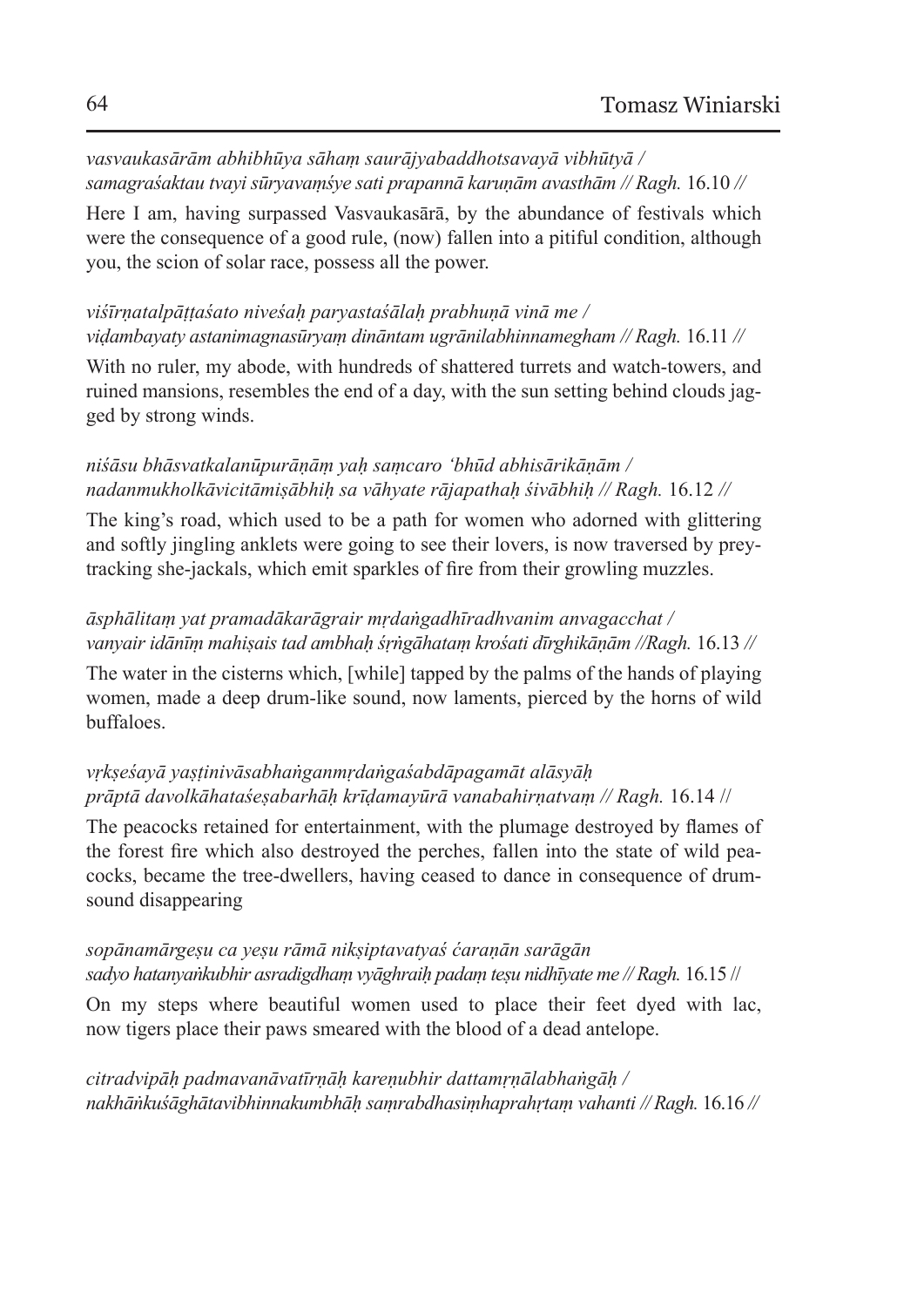*vasvaukasārām abhibhūya sāhaṃ saurājyabaddhotsavayā vibhūtyā /*
*samagraśaktau tvayi sūryavaṃśye sati prapannā karuṇām avasthām // Ragh.* 16.10 //

Here I am, having surpassed Vasvaukasārā, by the abundance of festivals which were the consequence of a good rule, (now) fallen into a pitiful condition, although you, the scion of solar race, possess all the power.

*viśīrṇatalpāṭṭaśato niveśaḥ paryastaśālaḥ prabhuṇā vinā me /*
*viḍambayaty astanimagnasūryaṃ dināntam ugrānilabhinnamegham // Ragh.* 16.11 //

With no ruler, my abode, with hundreds of shattered turrets and watch-towers, and ruined mansions, resembles the end of a day, with the sun setting behind clouds jagged by strong winds.

*niśāsu bhāsvatkalanūpurāṇāṃ yaḥ saṃcaro 'bhūd abhisārikāṇām /*
*nadanmukholkāvicitāmiṣābhiḥ sa vāhyate rājapathaḥ śivābhiḥ // Ragh.* 16.12 //

The king's road, which used to be a path for women who adorned with glittering and softly jingling anklets were going to see their lovers, is now traversed by prey-tracking she-jackals, which emit sparkles of fire from their growling muzzles.

*āsphālitaṃ yat pramadākarāgrair mṛdaṅgadhīradhvanim anvagacchat /*
*vanyair idānīṃ mahiṣais tad ambhaḥ śṛṅgāhataṃ krośati dīrghikāṇām //Ragh.* 16.13 //

The water in the cisterns which, [while] tapped by the palms of the hands of playing women, made a deep drum-like sound, now laments, pierced by the horns of wild buffaloes.

*vṛkṣeśayā yaṣṭinivāsabhaṅganmṛdaṅgaśabdāpagamāt alāsyāḥ*
*prāptā davolkāhataśeṣabarhāḥ krīḍamayūrā vanabahirṇatvaṃ // Ragh.* 16.14 //

The peacocks retained for entertainment, with the plumage destroyed by flames of the forest fire which also destroyed the perches, fallen into the state of wild peacocks, became the tree-dwellers, having ceased to dance in consequence of drum-sound disappearing

*sopānamārgeṣu ca yeṣu rāmā nikṣiptavatyaś ćaraṇān sarāgān*
*sadyo hatanyaṅkubhir asradigdhaṃ vyāghraiḥ padaṃ teṣu nidhīyate me // Ragh.* 16.15 //

On my steps where beautiful women used to place their feet dyed with lac, now tigers place their paws smeared with the blood of a dead antelope.

*citradvipāḥ padmavanāvatīrṇāḥ kareṇubhir dattamṛṇālabhaṅgāḥ /*
*nakhāṅkuśāghātavibhinnakumbhāḥ saṃrabdhasiṃhaprahṛtaṃ vahanti // Ragh.* 16.16 //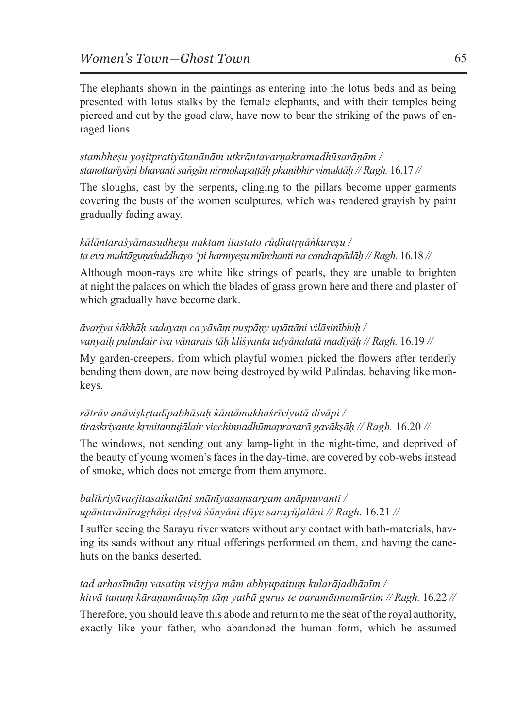The elephants shown in the paintings as entering into the lotus beds and as being presented with lotus stalks by the female elephants, and with their temples being pierced and cut by the goad claw, have now to bear the striking of the paws of enraged lions

*stambheṣu yoṣitpratiyātanānām utkrāntavarṇakramadhūsarāṇām /*
*stanottarīyāṇi bhavanti saṅgān nirmokapaṭṭāḥ phaṇibhir vimuktāḥ // Ragh.* 16.17 //

The sloughs, cast by the serpents, clinging to the pillars become upper garments covering the busts of the women sculptures, which was rendered grayish by paint gradually fading away.

*kālāntaraśyāmasudheṣu naktam itastato rūḍhatṛṇāṅkureṣu /*
*ta eva muktāguṇaśuddhayo 'pi harmyeṣu mūrchanti na candrapādāḥ // Ragh.* 16.18 //

Although moon-rays are white like strings of pearls, they are unable to brighten at night the palaces on which the blades of grass grown here and there and plaster of which gradually have become dark.

*āvarjya śākhāḥ sadayaṃ ca yāsāṃ puṣpāṇy upāttāni vilāsinībhiḥ /*
*vanyaiḥ pulindair iva vānarais tāḥ kliśyanta udyānalatā madīyāḥ // Ragh.* 16.19 //

My garden-creepers, from which playful women picked the flowers after tenderly bending them down, are now being destroyed by wild Pulindas, behaving like monkeys.

*rātrāv anāviṣkṛtadīpabhāsaḥ kāntāmukhaśrīviyutā divāpi /*
*tiraskriyante kṛmitantujālair vicchinnadhūmaprasarā gavākṣāḥ // Ragh.* 16.20 //

The windows, not sending out any lamp-light in the night-time, and deprived of the beauty of young women's faces in the day-time, are covered by cob-webs instead of smoke, which does not emerge from them anymore.

*balikriyāvarjitasaikatāni snānīyasaṃsargam anāpnuvanti /*
*upāntavānīragṛhāṇi dṛṣṭvā śūnyāni dūye sarayūjalāni // Ragh.* 16.21 //

I suffer seeing the Sarayu river waters without any contact with bath-materials, having its sands without any ritual offerings performed on them, and having the cane-huts on the banks deserted.

*tad arhasīmāṃ vasatiṃ visṛjya mām abhyupaituṃ kularājadhānīm /*
*hitvā tanuṃ kāraṇamānuṣīṃ tāṃ yathā gurus te paramātmamūrtim // Ragh.* 16.22 //

Therefore, you should leave this abode and return to me the seat of the royal authority, exactly like your father, who abandoned the human form, which he assumed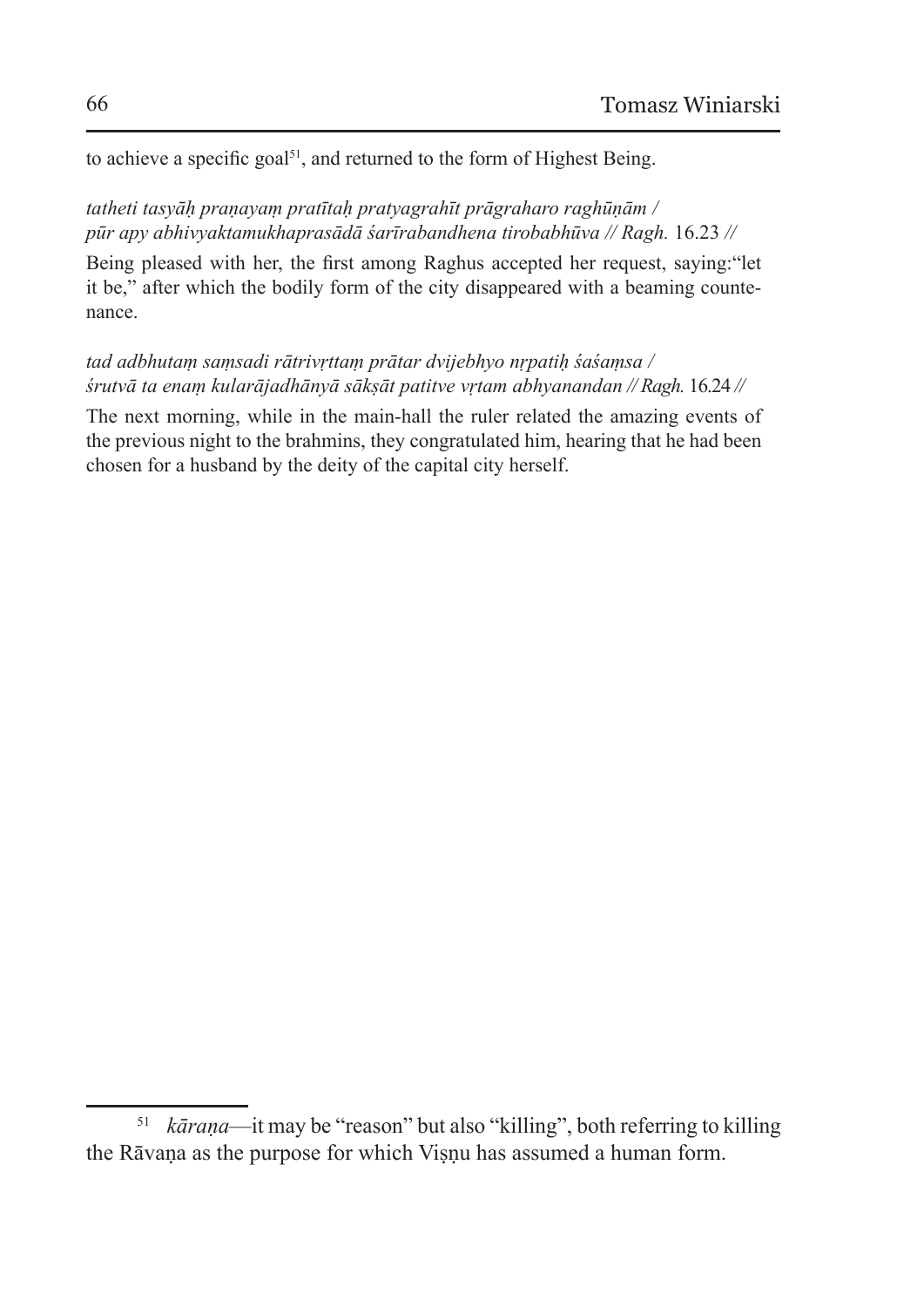to achieve a specific goal[51], and returned to the form of Highest Being.

*tatheti tasyāḥ praṇayaṃ pratītaḥ pratyagrahīt prāgraharo raghūṇām /*
*pūr apy abhivyaktamukhaprasādā śarīrabandhena tirobabhūva // Ragh.* 16.23 //

Being pleased with her, the first among Raghus accepted her request, saying:"let it be," after which the bodily form of the city disappeared with a beaming countenance.

*tad adbhutaṃ saṃsadi rātrivṛttaṃ prātar dvijebhyo nṛpatiḥ śaśaṃsa /*
*śrutvā ta enaṃ kularājadhānyā sākṣāt patitve vṛtam abhyanandan // Ragh.* 16.24 //

The next morning, while in the main-hall the ruler related the amazing events of the previous night to the brahmins, they congratulated him, hearing that he had been chosen for a husband by the deity of the capital city herself.

---

[51] *kāraṇa*—it may be "reason" but also "killing", both referring to killing the Rāvaṇa as the purpose for which Viṣṇu has assumed a human form.